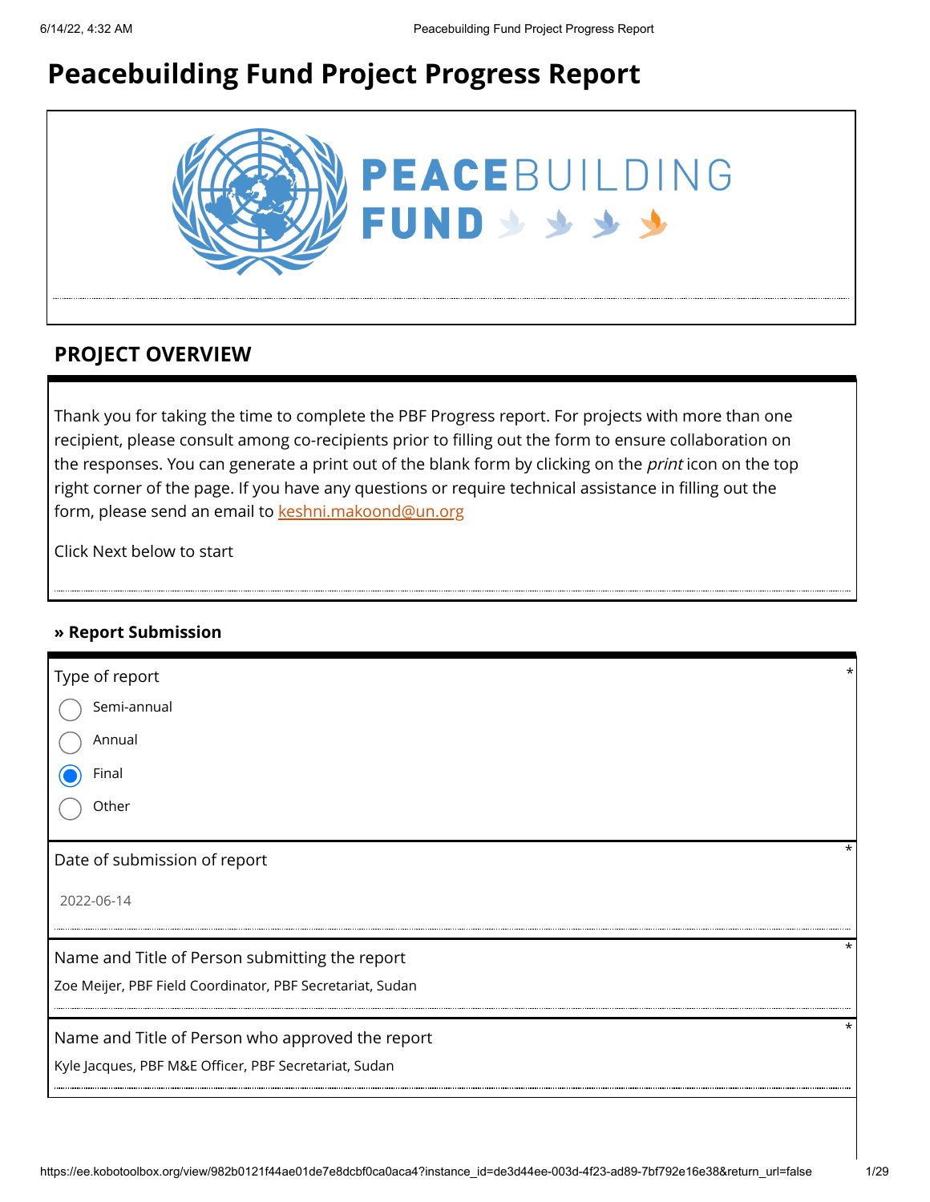# Peacebuilding Fund Project Progress Report

PEACEBUILDING FUND

## PROJECT OVERVIEW

Thank you for taking the time to complete the PBF Progress report. For projects with more than one recipient, please consult among co-recipients prior to filling out the form to ensure collaboration on the responses. You can generate a print out of the blank form by clicking on the *print* icon on the top right corner of the page. If you have any questions or require technical assistance in filling out the form, please send an email to [keshni.makoond@un.org](mailto:keshni.makoond@un.org)

Click Next below to start

### » Report Submission

Type of report *

- ◯ Semi-annual
- ◯ Annual
- ◉ Final
- ◯ Other

Date of submission of report *

2022-06-14

Name and Title of Person submitting the report *

Zoe Meijer, PBF Field Coordinator, PBF Secretariat, Sudan

Name and Title of Person who approved the report *

Kyle Jacques, PBF M&E Officer, PBF Secretariat, Sudan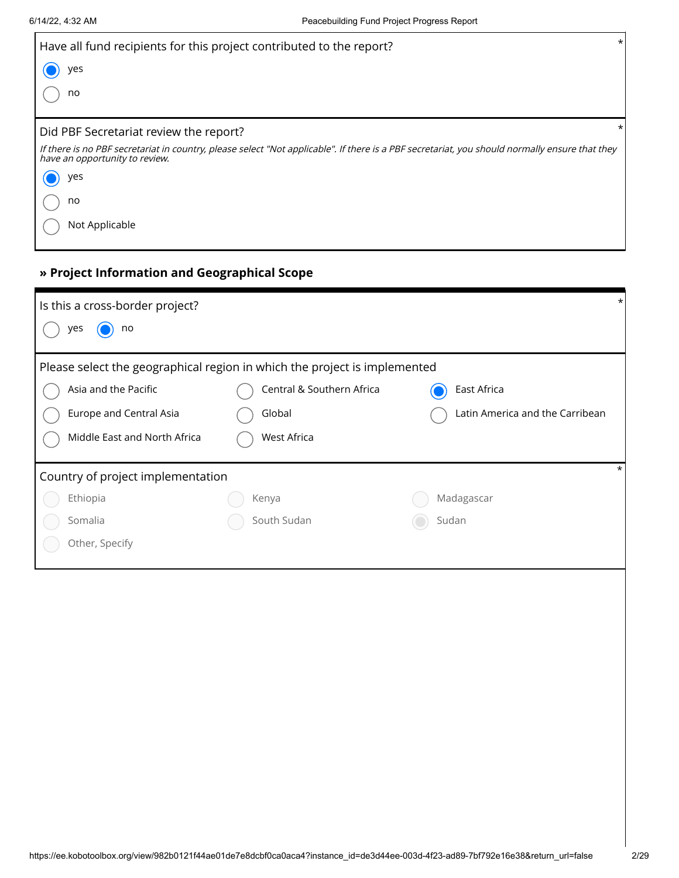Have all fund recipients for this project contributed to the report? *

- (●) yes
- ( ) no

Did PBF Secretariat review the report? *

*If there is no PBF secretariat in country, please select "Not applicable". If there is a PBF secretariat, you should normally ensure that they have an opportunity to review.*

- (●) yes
- ( ) no
- ( ) Not Applicable

## » Project Information and Geographical Scope

Is this a cross-border project? *

( ) yes (●) no

Please select the geographical region in which the project is implemented

- ( ) Asia and the Pacific
- ( ) Central & Southern Africa
- (●) East Africa
- ( ) Europe and Central Asia
- ( ) Global
- ( ) Latin America and the Carribean
- ( ) Middle East and North Africa
- ( ) West Africa

Country of project implementation *

- ( ) Ethiopia
- ( ) Kenya
- ( ) Madagascar
- ( ) Somalia
- ( ) South Sudan
- (●) Sudan
- ( ) Other, Specify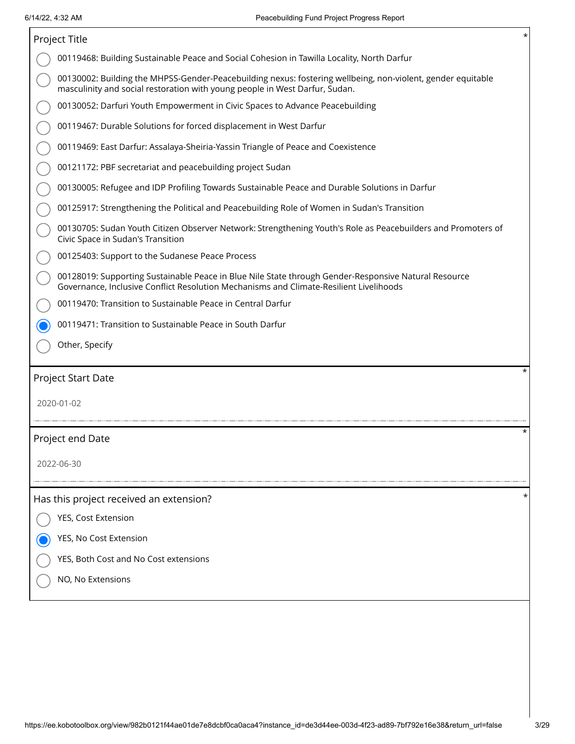## Project Title *

- ( ) 00119468: Building Sustainable Peace and Social Cohesion in Tawilla Locality, North Darfur
- ( ) 00130002: Building the MHPSS-Gender-Peacebuilding nexus: fostering wellbeing, non-violent, gender equitable masculinity and social restoration with young people in West Darfur, Sudan.
- ( ) 00130052: Darfuri Youth Empowerment in Civic Spaces to Advance Peacebuilding
- ( ) 00119467: Durable Solutions for forced displacement in West Darfur
- ( ) 00119469: East Darfur: Assalaya-Sheiria-Yassin Triangle of Peace and Coexistence
- ( ) 00121172: PBF secretariat and peacebuilding project Sudan
- ( ) 00130005: Refugee and IDP Profiling Towards Sustainable Peace and Durable Solutions in Darfur
- ( ) 00125917: Strengthening the Political and Peacebuilding Role of Women in Sudan's Transition
- ( ) 00130705: Sudan Youth Citizen Observer Network: Strengthening Youth's Role as Peacebuilders and Promoters of Civic Space in Sudan's Transition
- ( ) 00125403: Support to the Sudanese Peace Process
- ( ) 00128019: Supporting Sustainable Peace in Blue Nile State through Gender-Responsive Natural Resource Governance, Inclusive Conflict Resolution Mechanisms and Climate-Resilient Livelihoods
- ( ) 00119470: Transition to Sustainable Peace in Central Darfur
- (•) 00119471: Transition to Sustainable Peace in South Darfur
- ( ) Other, Specify

## Project Start Date *

2020-01-02

## Project end Date *

2022-06-30

## Has this project received an extension? *

- ( ) YES, Cost Extension
- (•) YES, No Cost Extension
- ( ) YES, Both Cost and No Cost extensions
- ( ) NO, No Extensions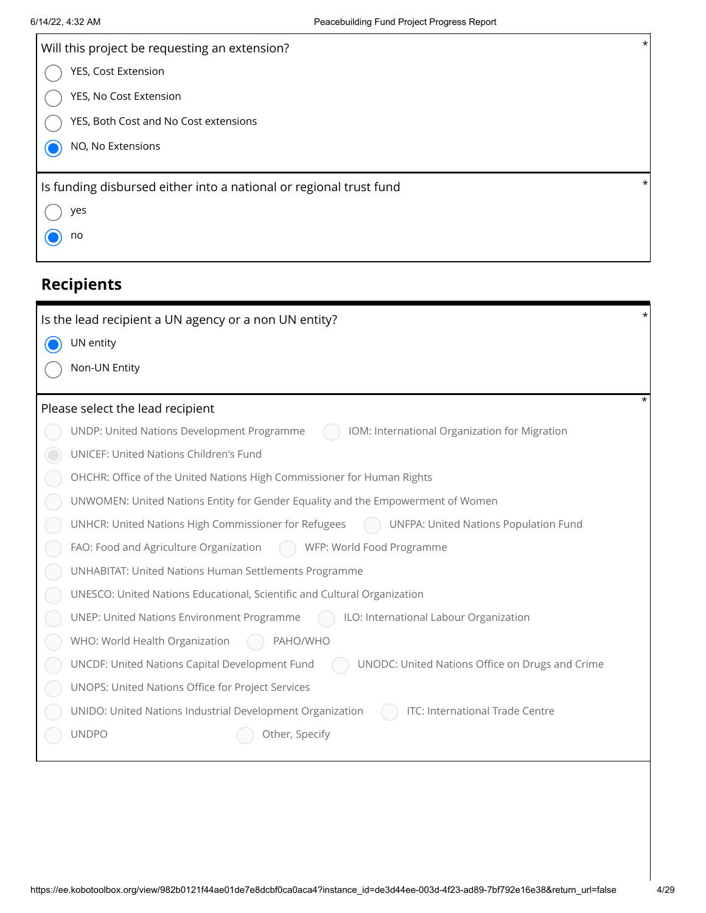Will this project be requesting an extension? *

- ○ YES, Cost Extension
- ○ YES, No Cost Extension
- ○ YES, Both Cost and No Cost extensions
- ● NO, No Extensions

Is funding disbursed either into a national or regional trust fund *

- ○ yes
- ● no

## Recipients

Is the lead recipient a UN agency or a non UN entity? *

- ● UN entity
- ○ Non-UN Entity

Please select the lead recipient *

- ○ UNDP: United Nations Development Programme
- ○ IOM: International Organization for Migration
- ● UNICEF: United Nations Children's Fund
- ○ OHCHR: Office of the United Nations High Commissioner for Human Rights
- ○ UNWOMEN: United Nations Entity for Gender Equality and the Empowerment of Women
- ○ UNHCR: United Nations High Commissioner for Refugees
- ○ UNFPA: United Nations Population Fund
- ○ FAO: Food and Agriculture Organization
- ○ WFP: World Food Programme
- ○ UNHABITAT: United Nations Human Settlements Programme
- ○ UNESCO: United Nations Educational, Scientific and Cultural Organization
- ○ UNEP: United Nations Environment Programme
- ○ ILO: International Labour Organization
- ○ WHO: World Health Organization
- ○ PAHO/WHO
- ○ UNCDF: United Nations Capital Development Fund
- ○ UNODC: United Nations Office on Drugs and Crime
- ○ UNOPS: United Nations Office for Project Services
- ○ UNIDO: United Nations Industrial Development Organization
- ○ ITC: International Trade Centre
- ○ UNDPO
- ○ Other, Specify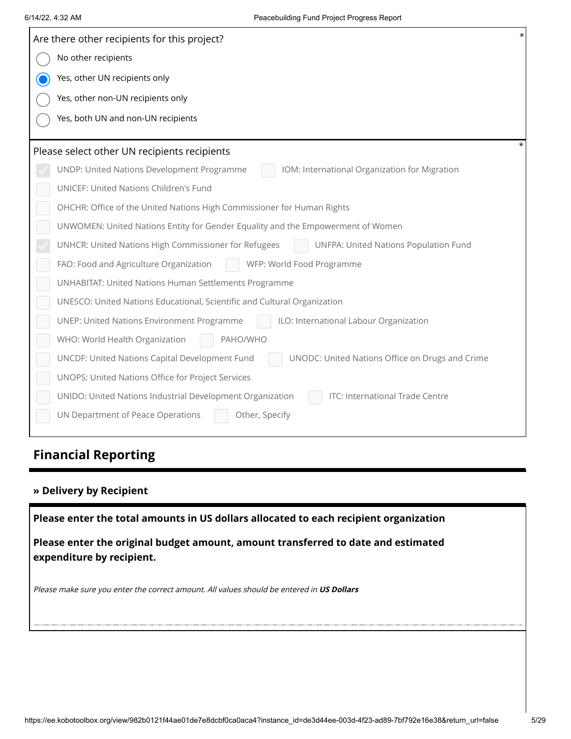Are there other recipients for this project? *

- ( ) No other recipients
- (•) Yes, other UN recipients only
- ( ) Yes, other non-UN recipients only
- ( ) Yes, both UN and non-UN recipients

Please select other UN recipients recipients *

- [x] UNDP: United Nations Development Programme
- [ ] IOM: International Organization for Migration
- [ ] UNICEF: United Nations Children's Fund
- [ ] OHCHR: Office of the United Nations High Commissioner for Human Rights
- [ ] UNWOMEN: United Nations Entity for Gender Equality and the Empowerment of Women
- [x] UNHCR: United Nations High Commissioner for Refugees
- [ ] UNFPA: United Nations Population Fund
- [ ] FAO: Food and Agriculture Organization
- [ ] WFP: World Food Programme
- [ ] UNHABITAT: United Nations Human Settlements Programme
- [ ] UNESCO: United Nations Educational, Scientific and Cultural Organization
- [ ] UNEP: United Nations Environment Programme
- [ ] ILO: International Labour Organization
- [ ] WHO: World Health Organization
- [ ] PAHO/WHO
- [ ] UNCDF: United Nations Capital Development Fund
- [ ] UNODC: United Nations Office on Drugs and Crime
- [ ] UNOPS: United Nations Office for Project Services
- [ ] UNIDO: United Nations Industrial Development Organization
- [ ] ITC: International Trade Centre
- [ ] UN Department of Peace Operations
- [ ] Other, Specify

## Financial Reporting

### » Delivery by Recipient

**Please enter the total amounts in US dollars allocated to each recipient organization**

**Please enter the original budget amount, amount transferred to date and estimated expenditure by recipient.**

*Please make sure you enter the correct amount. All values should be entered in* ***US Dollars***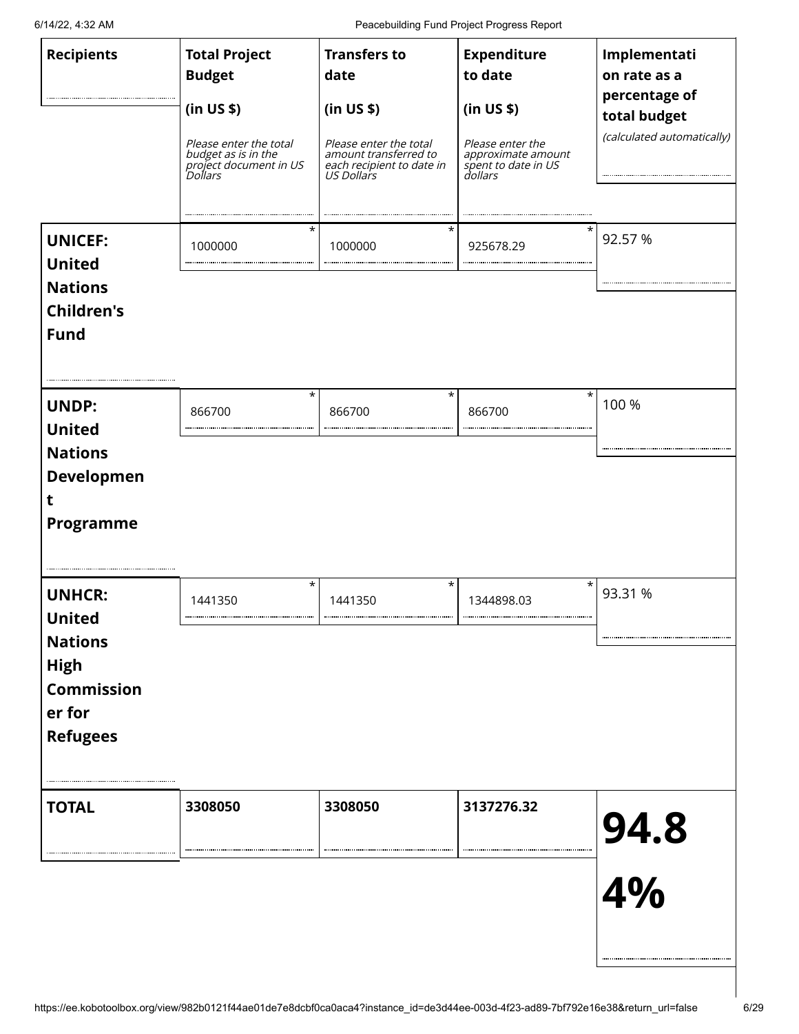| Recipients | Total Project Budget (in US $) *Please enter the total budget as is in the project document in US Dollars* | Transfers to date (in US $) *Please enter the total amount transferred to each recipient to date in US Dollars* | Expenditure to date (in US $) *Please enter the approximate amount spent to date in US dollars* | Implementation rate as a percentage of total budget *(calculated automatically)* |
|---|---|---|---|---|
| **UNICEF: United Nations Children's Fund** | 1000000 * | 1000000 * | 925678.29 * | 92.57 % |
| **UNDP: United Nations Development Programme** | 866700 * | 866700 * | 866700 * | 100 % |
| **UNHCR: United Nations High Commissioner for Refugees** | 1441350 * | 1441350 * | 1344898.03 * | 93.31 % |
| **TOTAL** | **3308050** | **3308050** | **3137276.32** | **94.84%** |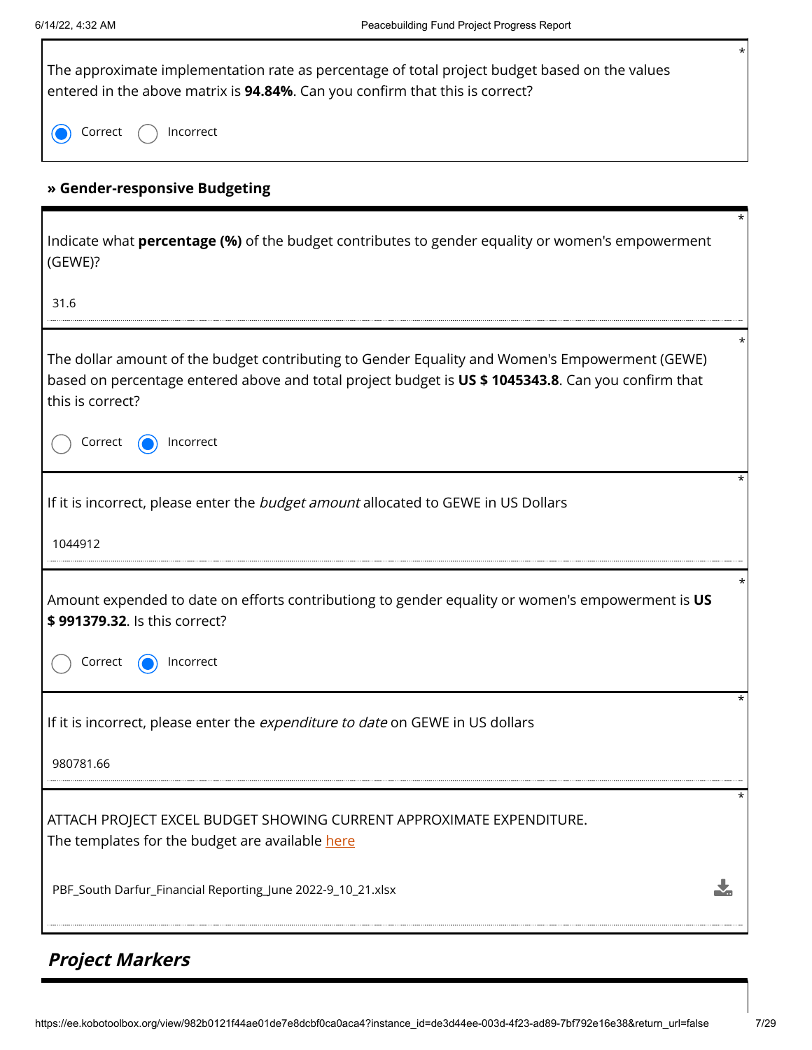The approximate implementation rate as percentage of total project budget based on the values entered in the above matrix is **94.84%**. Can you confirm that this is correct? *

- (x) Correct
- ( ) Incorrect

#### » Gender-responsive Budgeting

Indicate what **percentage (%)** of the budget contributes to gender equality or women's empowerment (GEWE)? *

31.6

The dollar amount of the budget contributing to Gender Equality and Women's Empowerment (GEWE) based on percentage entered above and total project budget is **US $ 1045343.8**. Can you confirm that this is correct? *

- ( ) Correct
- (x) Incorrect

If it is incorrect, please enter the *budget amount* allocated to GEWE in US Dollars *

1044912

Amount expended to date on efforts contributiong to gender equality or women's empowerment is **US $ 991379.32**. Is this correct? *

- ( ) Correct
- (x) Incorrect

If it is incorrect, please enter the *expenditure to date* on GEWE in US dollars *

980781.66

ATTACH PROJECT EXCEL BUDGET SHOWING CURRENT APPROXIMATE EXPENDITURE. *
The templates for the budget are available here

PBF_South Darfur_Financial Reporting_June 2022-9_10_21.xlsx

## *Project Markers*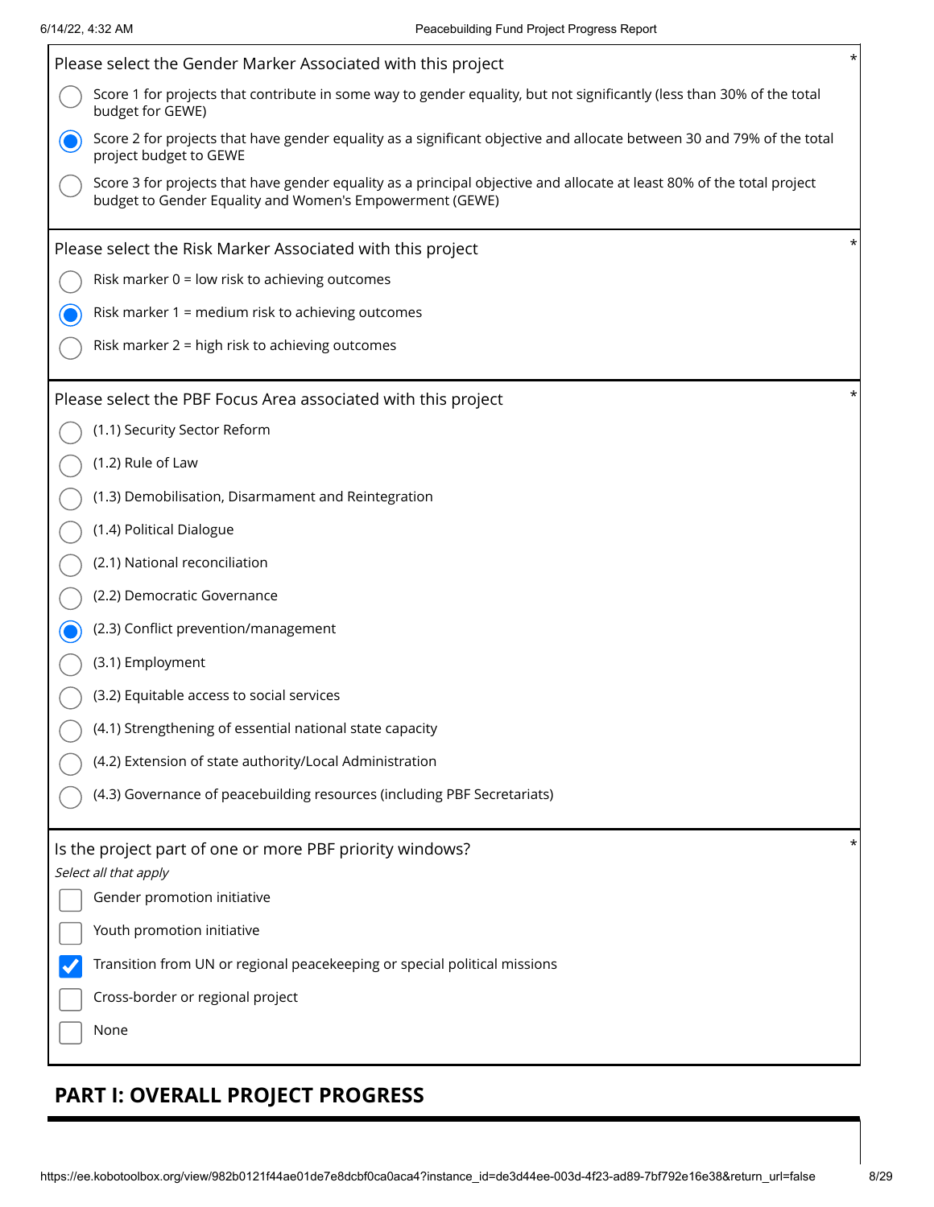Please select the Gender Marker Associated with this project *

- ( ) Score 1 for projects that contribute in some way to gender equality, but not significantly (less than 30% of the total budget for GEWE)
- (●) Score 2 for projects that have gender equality as a significant objective and allocate between 30 and 79% of the total project budget to GEWE
- ( ) Score 3 for projects that have gender equality as a principal objective and allocate at least 80% of the total project budget to Gender Equality and Women's Empowerment (GEWE)

Please select the Risk Marker Associated with this project *

- ( ) Risk marker 0 = low risk to achieving outcomes
- (●) Risk marker 1 = medium risk to achieving outcomes
- ( ) Risk marker 2 = high risk to achieving outcomes

Please select the PBF Focus Area associated with this project *

- ( ) (1.1) Security Sector Reform
- ( ) (1.2) Rule of Law
- ( ) (1.3) Demobilisation, Disarmament and Reintegration
- ( ) (1.4) Political Dialogue
- ( ) (2.1) National reconciliation
- ( ) (2.2) Democratic Governance
- (●) (2.3) Conflict prevention/management
- ( ) (3.1) Employment
- ( ) (3.2) Equitable access to social services
- ( ) (4.1) Strengthening of essential national state capacity
- ( ) (4.2) Extension of state authority/Local Administration
- ( ) (4.3) Governance of peacebuilding resources (including PBF Secretariats)

Is the project part of one or more PBF priority windows? *

*Select all that apply*

- [ ] Gender promotion initiative
- [ ] Youth promotion initiative
- [x] Transition from UN or regional peacekeeping or special political missions
- [ ] Cross-border or regional project
- [ ] None

## PART I: OVERALL PROJECT PROGRESS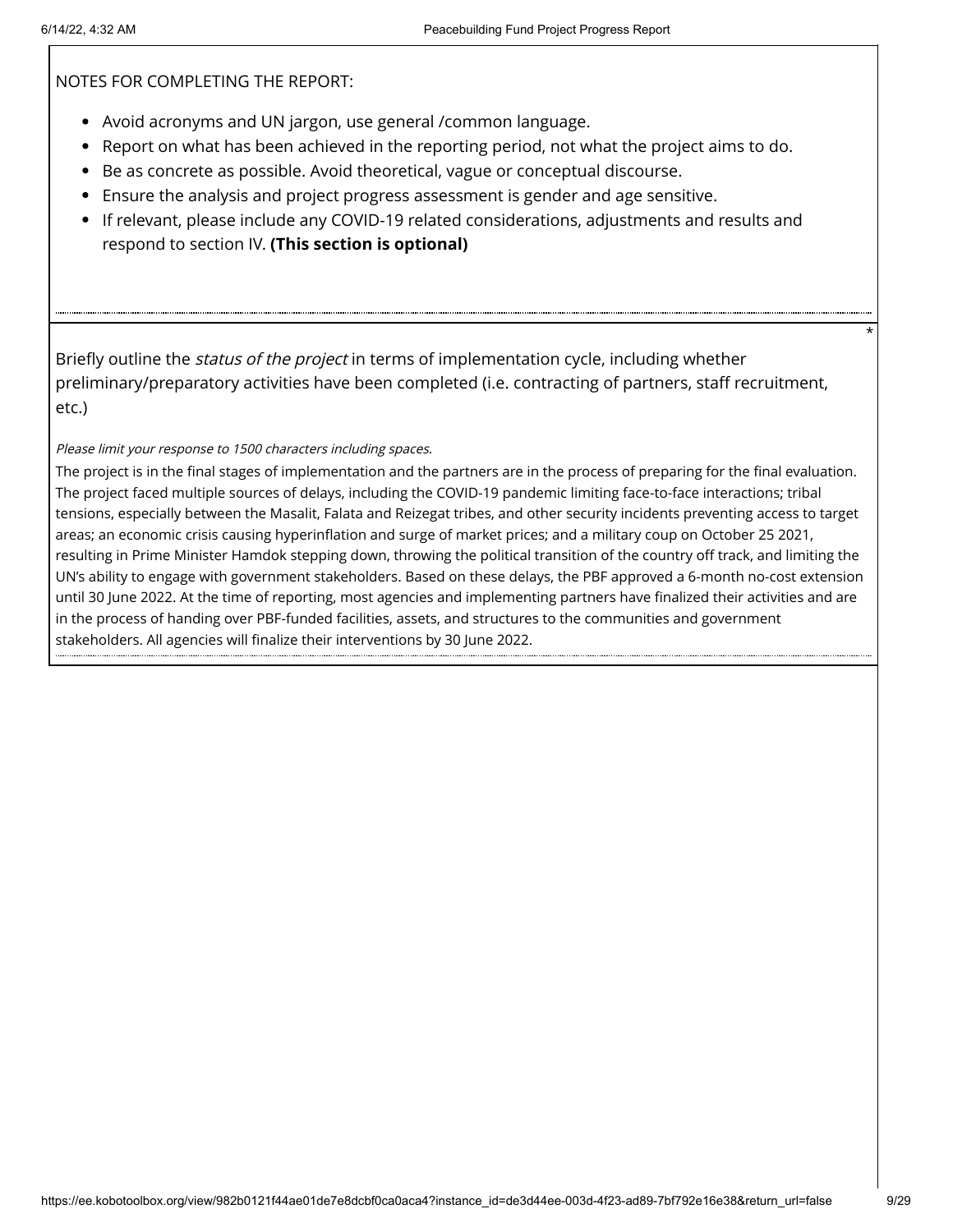NOTES FOR COMPLETING THE REPORT:

- Avoid acronyms and UN jargon, use general /common language.
- Report on what has been achieved in the reporting period, not what the project aims to do.
- Be as concrete as possible. Avoid theoretical, vague or conceptual discourse.
- Ensure the analysis and project progress assessment is gender and age sensitive.
- If relevant, please include any COVID-19 related considerations, adjustments and results and respond to section IV. **(This section is optional)**

*

Briefly outline the *status of the project* in terms of implementation cycle, including whether preliminary/preparatory activities have been completed (i.e. contracting of partners, staff recruitment, etc.)

*Please limit your response to 1500 characters including spaces.*

The project is in the final stages of implementation and the partners are in the process of preparing for the final evaluation. The project faced multiple sources of delays, including the COVID-19 pandemic limiting face-to-face interactions; tribal tensions, especially between the Masalit, Falata and Reizegat tribes, and other security incidents preventing access to target areas; an economic crisis causing hyperinflation and surge of market prices; and a military coup on October 25 2021, resulting in Prime Minister Hamdok stepping down, throwing the political transition of the country off track, and limiting the UN's ability to engage with government stakeholders. Based on these delays, the PBF approved a 6-month no-cost extension until 30 June 2022. At the time of reporting, most agencies and implementing partners have finalized their activities and are in the process of handing over PBF-funded facilities, assets, and structures to the communities and government stakeholders. All agencies will finalize their interventions by 30 June 2022.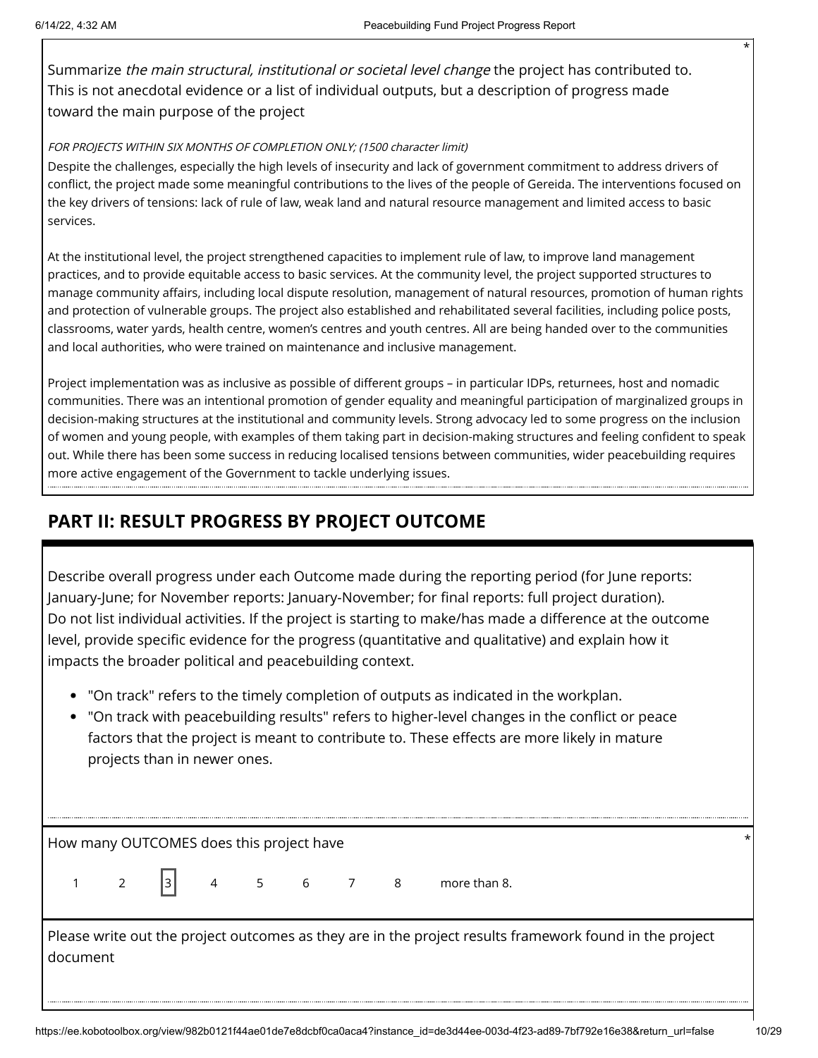Summarize *the main structural, institutional or societal level change* the project has contributed to. This is not anecdotal evidence or a list of individual outputs, but a description of progress made toward the main purpose of the project *

*FOR PROJECTS WITHIN SIX MONTHS OF COMPLETION ONLY; (1500 character limit)*

Despite the challenges, especially the high levels of insecurity and lack of government commitment to address drivers of conflict, the project made some meaningful contributions to the lives of the people of Gereida. The interventions focused on the key drivers of tensions: lack of rule of law, weak land and natural resource management and limited access to basic services.

At the institutional level, the project strengthened capacities to implement rule of law, to improve land management practices, and to provide equitable access to basic services. At the community level, the project supported structures to manage community affairs, including local dispute resolution, management of natural resources, promotion of human rights and protection of vulnerable groups. The project also established and rehabilitated several facilities, including police posts, classrooms, water yards, health centre, women's centres and youth centres. All are being handed over to the communities and local authorities, who were trained on maintenance and inclusive management.

Project implementation was as inclusive as possible of different groups – in particular IDPs, returnees, host and nomadic communities. There was an intentional promotion of gender equality and meaningful participation of marginalized groups in decision-making structures at the institutional and community levels. Strong advocacy led to some progress on the inclusion of women and young people, with examples of them taking part in decision-making structures and feeling confident to speak out. While there has been some success in reducing localised tensions between communities, wider peacebuilding requires more active engagement of the Government to tackle underlying issues.

## PART II: RESULT PROGRESS BY PROJECT OUTCOME

Describe overall progress under each Outcome made during the reporting period (for June reports: January-June; for November reports: January-November; for final reports: full project duration). Do not list individual activities. If the project is starting to make/has made a difference at the outcome level, provide specific evidence for the progress (quantitative and qualitative) and explain how it impacts the broader political and peacebuilding context.

- "On track" refers to the timely completion of outputs as indicated in the workplan.
- "On track with peacebuilding results" refers to higher-level changes in the conflict or peace factors that the project is meant to contribute to. These effects are more likely in mature projects than in newer ones.

How many OUTCOMES does this project have *

1 &nbsp; 2 &nbsp; [3] &nbsp; 4 &nbsp; 5 &nbsp; 6 &nbsp; 7 &nbsp; 8 &nbsp; more than 8.

Please write out the project outcomes as they are in the project results framework found in the project document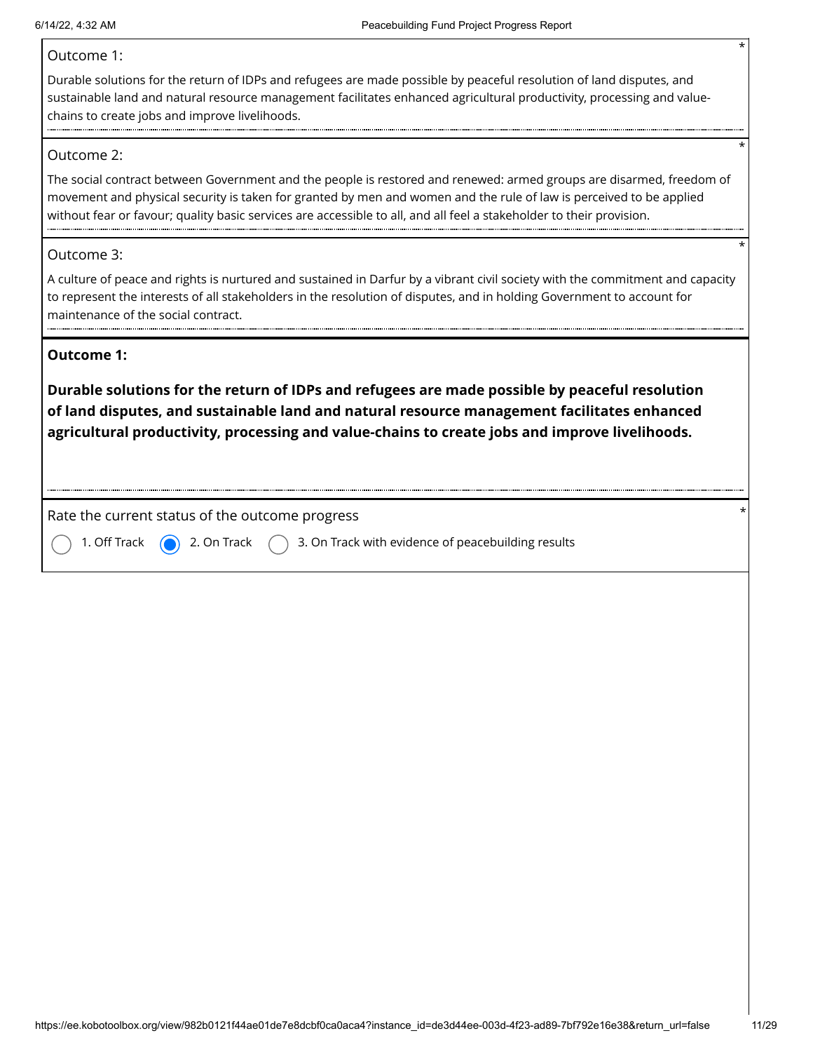Outcome 1: *

Durable solutions for the return of IDPs and refugees are made possible by peaceful resolution of land disputes, and sustainable land and natural resource management facilitates enhanced agricultural productivity, processing and value-chains to create jobs and improve livelihoods.

Outcome 2: *

The social contract between Government and the people is restored and renewed: armed groups are disarmed, freedom of movement and physical security is taken for granted by men and women and the rule of law is perceived to be applied without fear or favour; quality basic services are accessible to all, and all feel a stakeholder to their provision.

Outcome 3: *

A culture of peace and rights is nurtured and sustained in Darfur by a vibrant civil society with the commitment and capacity to represent the interests of all stakeholders in the resolution of disputes, and in holding Government to account for maintenance of the social contract.

**Outcome 1:**

**Durable solutions for the return of IDPs and refugees are made possible by peaceful resolution of land disputes, and sustainable land and natural resource management facilitates enhanced agricultural productivity, processing and value-chains to create jobs and improve livelihoods.**

Rate the current status of the outcome progress *

- ( ) 1. Off Track
- (x) 2. On Track
- ( ) 3. On Track with evidence of peacebuilding results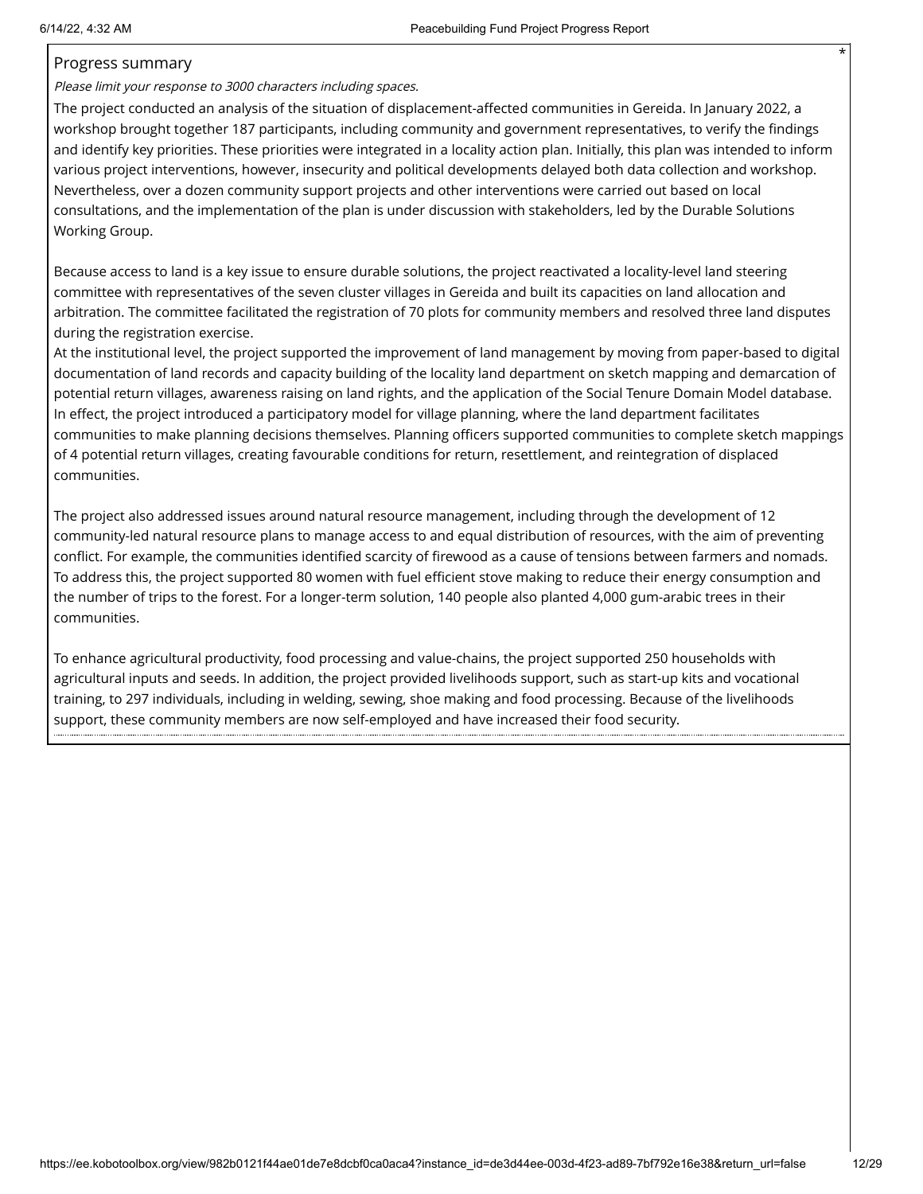## Progress summary

*Please limit your response to 3000 characters including spaces.*

The project conducted an analysis of the situation of displacement-affected communities in Gereida. In January 2022, a workshop brought together 187 participants, including community and government representatives, to verify the findings and identify key priorities. These priorities were integrated in a locality action plan. Initially, this plan was intended to inform various project interventions, however, insecurity and political developments delayed both data collection and workshop. Nevertheless, over a dozen community support projects and other interventions were carried out based on local consultations, and the implementation of the plan is under discussion with stakeholders, led by the Durable Solutions Working Group.

Because access to land is a key issue to ensure durable solutions, the project reactivated a locality-level land steering committee with representatives of the seven cluster villages in Gereida and built its capacities on land allocation and arbitration. The committee facilitated the registration of 70 plots for community members and resolved three land disputes during the registration exercise.

At the institutional level, the project supported the improvement of land management by moving from paper-based to digital documentation of land records and capacity building of the locality land department on sketch mapping and demarcation of potential return villages, awareness raising on land rights, and the application of the Social Tenure Domain Model database. In effect, the project introduced a participatory model for village planning, where the land department facilitates communities to make planning decisions themselves. Planning officers supported communities to complete sketch mappings of 4 potential return villages, creating favourable conditions for return, resettlement, and reintegration of displaced communities.

The project also addressed issues around natural resource management, including through the development of 12 community-led natural resource plans to manage access to and equal distribution of resources, with the aim of preventing conflict. For example, the communities identified scarcity of firewood as a cause of tensions between farmers and nomads. To address this, the project supported 80 women with fuel efficient stove making to reduce their energy consumption and the number of trips to the forest. For a longer-term solution, 140 people also planted 4,000 gum-arabic trees in their communities.

To enhance agricultural productivity, food processing and value-chains, the project supported 250 households with agricultural inputs and seeds. In addition, the project provided livelihoods support, such as start-up kits and vocational training, to 297 individuals, including in welding, sewing, shoe making and food processing. Because of the livelihoods support, these community members are now self-employed and have increased their food security.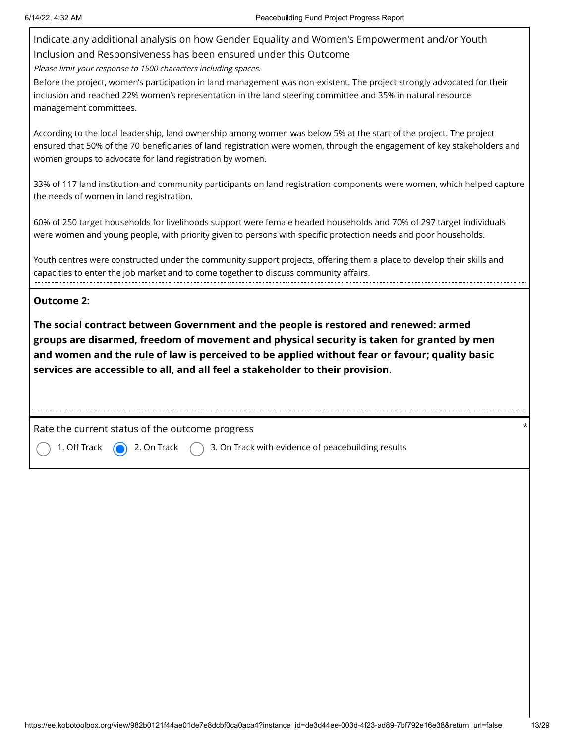Indicate any additional analysis on how Gender Equality and Women's Empowerment and/or Youth Inclusion and Responsiveness has been ensured under this Outcome

*Please limit your response to 1500 characters including spaces.*

Before the project, women's participation in land management was non-existent. The project strongly advocated for their inclusion and reached 22% women's representation in the land steering committee and 35% in natural resource management committees.

According to the local leadership, land ownership among women was below 5% at the start of the project. The project ensured that 50% of the 70 beneficiaries of land registration were women, through the engagement of key stakeholders and women groups to advocate for land registration by women.

33% of 117 land institution and community participants on land registration components were women, which helped capture the needs of women in land registration.

60% of 250 target households for livelihoods support were female headed households and 70% of 297 target individuals were women and young people, with priority given to persons with specific protection needs and poor households.

Youth centres were constructed under the community support projects, offering them a place to develop their skills and capacities to enter the job market and to come together to discuss community affairs.

**Outcome 2:**

**The social contract between Government and the people is restored and renewed: armed groups are disarmed, freedom of movement and physical security is taken for granted by men and women and the rule of law is perceived to be applied without fear or favour; quality basic services are accessible to all, and all feel a stakeholder to their provision.**

Rate the current status of the outcome progress *

- ( ) 1. Off Track
- (x) 2. On Track
- ( ) 3. On Track with evidence of peacebuilding results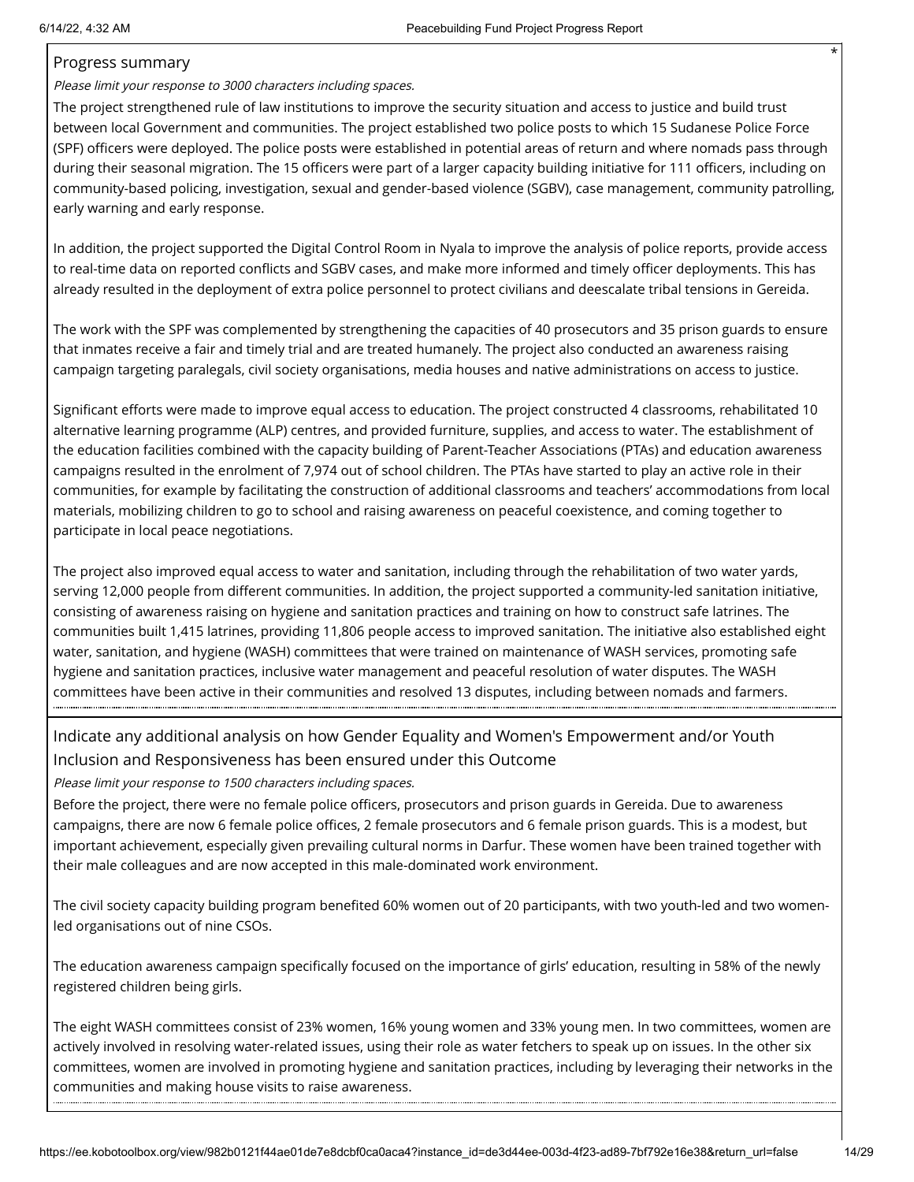### Progress summary

*Please limit your response to 3000 characters including spaces.*

The project strengthened rule of law institutions to improve the security situation and access to justice and build trust between local Government and communities. The project established two police posts to which 15 Sudanese Police Force (SPF) officers were deployed. The police posts were established in potential areas of return and where nomads pass through during their seasonal migration. The 15 officers were part of a larger capacity building initiative for 111 officers, including on community-based policing, investigation, sexual and gender-based violence (SGBV), case management, community patrolling, early warning and early response.

In addition, the project supported the Digital Control Room in Nyala to improve the analysis of police reports, provide access to real-time data on reported conflicts and SGBV cases, and make more informed and timely officer deployments. This has already resulted in the deployment of extra police personnel to protect civilians and deescalate tribal tensions in Gereida.

The work with the SPF was complemented by strengthening the capacities of 40 prosecutors and 35 prison guards to ensure that inmates receive a fair and timely trial and are treated humanely. The project also conducted an awareness raising campaign targeting paralegals, civil society organisations, media houses and native administrations on access to justice.

Significant efforts were made to improve equal access to education. The project constructed 4 classrooms, rehabilitated 10 alternative learning programme (ALP) centres, and provided furniture, supplies, and access to water. The establishment of the education facilities combined with the capacity building of Parent-Teacher Associations (PTAs) and education awareness campaigns resulted in the enrolment of 7,974 out of school children. The PTAs have started to play an active role in their communities, for example by facilitating the construction of additional classrooms and teachers' accommodations from local materials, mobilizing children to go to school and raising awareness on peaceful coexistence, and coming together to participate in local peace negotiations.

The project also improved equal access to water and sanitation, including through the rehabilitation of two water yards, serving 12,000 people from different communities. In addition, the project supported a community-led sanitation initiative, consisting of awareness raising on hygiene and sanitation practices and training on how to construct safe latrines. The communities built 1,415 latrines, providing 11,806 people access to improved sanitation. The initiative also established eight water, sanitation, and hygiene (WASH) committees that were trained on maintenance of WASH services, promoting safe hygiene and sanitation practices, inclusive water management and peaceful resolution of water disputes. The WASH committees have been active in their communities and resolved 13 disputes, including between nomads and farmers.

### Indicate any additional analysis on how Gender Equality and Women's Empowerment and/or Youth Inclusion and Responsiveness has been ensured under this Outcome

*Please limit your response to 1500 characters including spaces.*

Before the project, there were no female police officers, prosecutors and prison guards in Gereida. Due to awareness campaigns, there are now 6 female police offices, 2 female prosecutors and 6 female prison guards. This is a modest, but important achievement, especially given prevailing cultural norms in Darfur. These women have been trained together with their male colleagues and are now accepted in this male-dominated work environment.

The civil society capacity building program benefited 60% women out of 20 participants, with two youth-led and two women-led organisations out of nine CSOs.

The education awareness campaign specifically focused on the importance of girls' education, resulting in 58% of the newly registered children being girls.

The eight WASH committees consist of 23% women, 16% young women and 33% young men. In two committees, women are actively involved in resolving water-related issues, using their role as water fetchers to speak up on issues. In the other six committees, women are involved in promoting hygiene and sanitation practices, including by leveraging their networks in the communities and making house visits to raise awareness.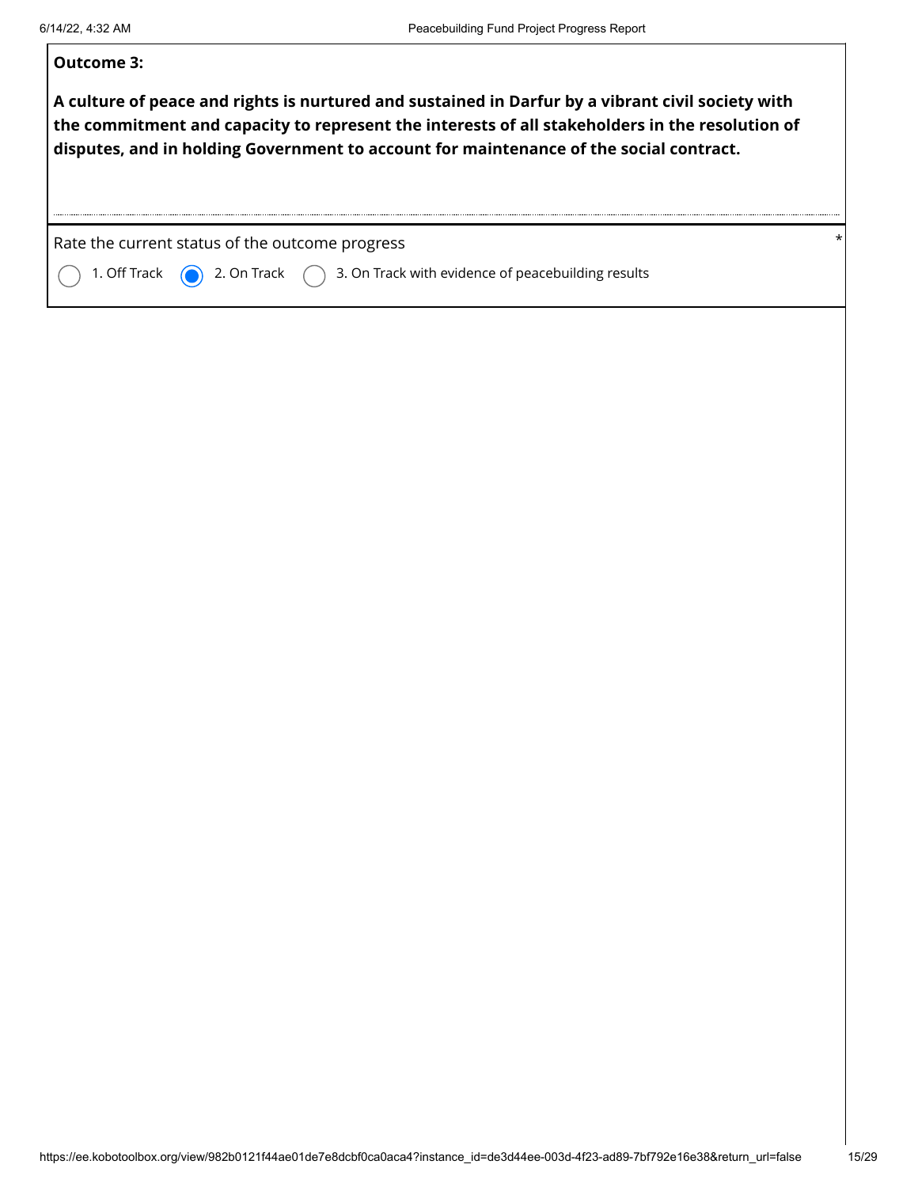**Outcome 3:**

**A culture of peace and rights is nurtured and sustained in Darfur by a vibrant civil society with the commitment and capacity to represent the interests of all stakeholders in the resolution of disputes, and in holding Government to account for maintenance of the social contract.**

Rate the current status of the outcome progress *

- ○ 1. Off Track
- ◉ 2. On Track
- ○ 3. On Track with evidence of peacebuilding results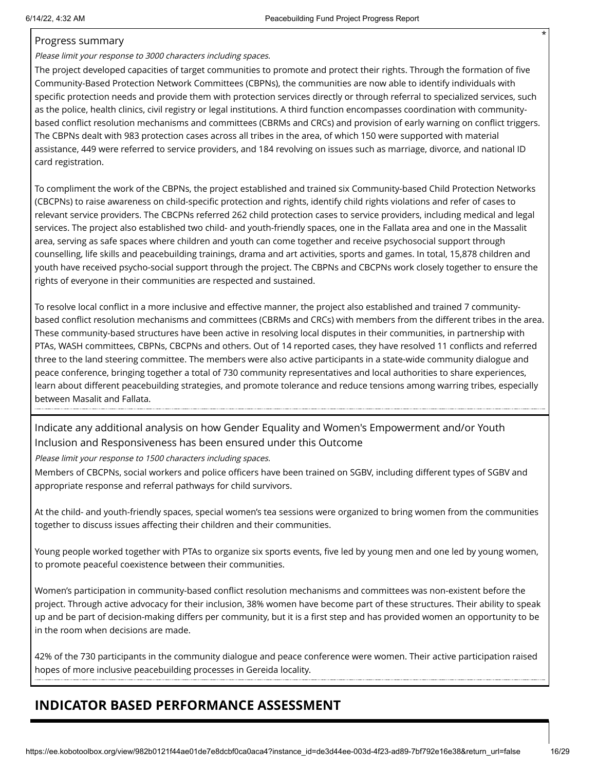Progress summary

*Please limit your response to 3000 characters including spaces.*

The project developed capacities of target communities to promote and protect their rights. Through the formation of five Community-Based Protection Network Committees (CBPNs), the communities are now able to identify individuals with specific protection needs and provide them with protection services directly or through referral to specialized services, such as the police, health clinics, civil registry or legal institutions. A third function encompasses coordination with community-based conflict resolution mechanisms and committees (CBRMs and CRCs) and provision of early warning on conflict triggers. The CBPNs dealt with 983 protection cases across all tribes in the area, of which 150 were supported with material assistance, 449 were referred to service providers, and 184 revolving on issues such as marriage, divorce, and national ID card registration.

To compliment the work of the CBPNs, the project established and trained six Community-based Child Protection Networks (CBCPNs) to raise awareness on child-specific protection and rights, identify child rights violations and refer of cases to relevant service providers. The CBCPNs referred 262 child protection cases to service providers, including medical and legal services. The project also established two child- and youth-friendly spaces, one in the Fallata area and one in the Massalit area, serving as safe spaces where children and youth can come together and receive psychosocial support through counselling, life skills and peacebuilding trainings, drama and art activities, sports and games. In total, 15,878 children and youth have received psycho-social support through the project. The CBPNs and CBCPNs work closely together to ensure the rights of everyone in their communities are respected and sustained.

To resolve local conflict in a more inclusive and effective manner, the project also established and trained 7 community-based conflict resolution mechanisms and committees (CBRMs and CRCs) with members from the different tribes in the area. These community-based structures have been active in resolving local disputes in their communities, in partnership with PTAs, WASH committees, CBPNs, CBCPNs and others. Out of 14 reported cases, they have resolved 11 conflicts and referred three to the land steering committee. The members were also active participants in a state-wide community dialogue and peace conference, bringing together a total of 730 community representatives and local authorities to share experiences, learn about different peacebuilding strategies, and promote tolerance and reduce tensions among warring tribes, especially between Masalit and Fallata.

Indicate any additional analysis on how Gender Equality and Women's Empowerment and/or Youth Inclusion and Responsiveness has been ensured under this Outcome

*Please limit your response to 1500 characters including spaces.*

Members of CBCPNs, social workers and police officers have been trained on SGBV, including different types of SGBV and appropriate response and referral pathways for child survivors.

At the child- and youth-friendly spaces, special women's tea sessions were organized to bring women from the communities together to discuss issues affecting their children and their communities.

Young people worked together with PTAs to organize six sports events, five led by young men and one led by young women, to promote peaceful coexistence between their communities.

Women's participation in community-based conflict resolution mechanisms and committees was non-existent before the project. Through active advocacy for their inclusion, 38% women have become part of these structures. Their ability to speak up and be part of decision-making differs per community, but it is a first step and has provided women an opportunity to be in the room when decisions are made.

42% of the 730 participants in the community dialogue and peace conference were women. Their active participation raised hopes of more inclusive peacebuilding processes in Gereida locality.

## INDICATOR BASED PERFORMANCE ASSESSMENT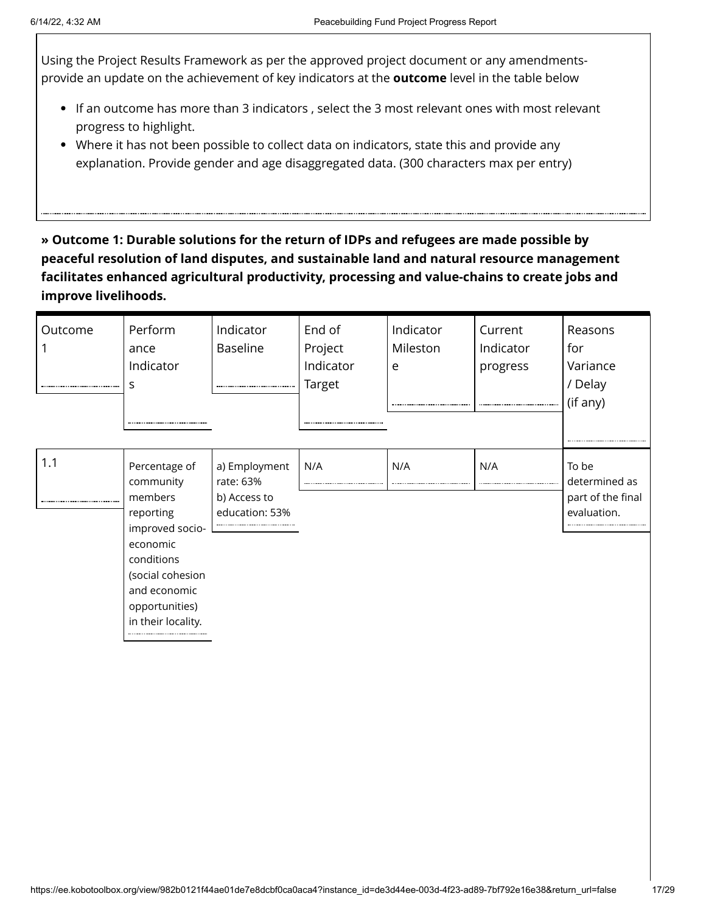Using the Project Results Framework as per the approved project document or any amendments- provide an update on the achievement of key indicators at the **outcome** level in the table below

- If an outcome has more than 3 indicators , select the 3 most relevant ones with most relevant progress to highlight.
- Where it has not been possible to collect data on indicators, state this and provide any explanation. Provide gender and age disaggregated data. (300 characters max per entry)

**» Outcome 1: Durable solutions for the return of IDPs and refugees are made possible by peaceful resolution of land disputes, and sustainable land and natural resource management facilitates enhanced agricultural productivity, processing and value-chains to create jobs and improve livelihoods.**

| Outcome 1 | Performance Indicators | Indicator Baseline | End of Project Indicator Target | Indicator Milestone | Current Indicator progress | Reasons for Variance / Delay (if any) |
|---|---|---|---|---|---|---|
| 1.1 | Percentage of community members reporting improved socio-economic conditions (social cohesion and economic opportunities) in their locality. | a) Employment rate: 63%<br>b) Access to education: 53% | N/A | N/A | N/A | To be determined as part of the final evaluation. |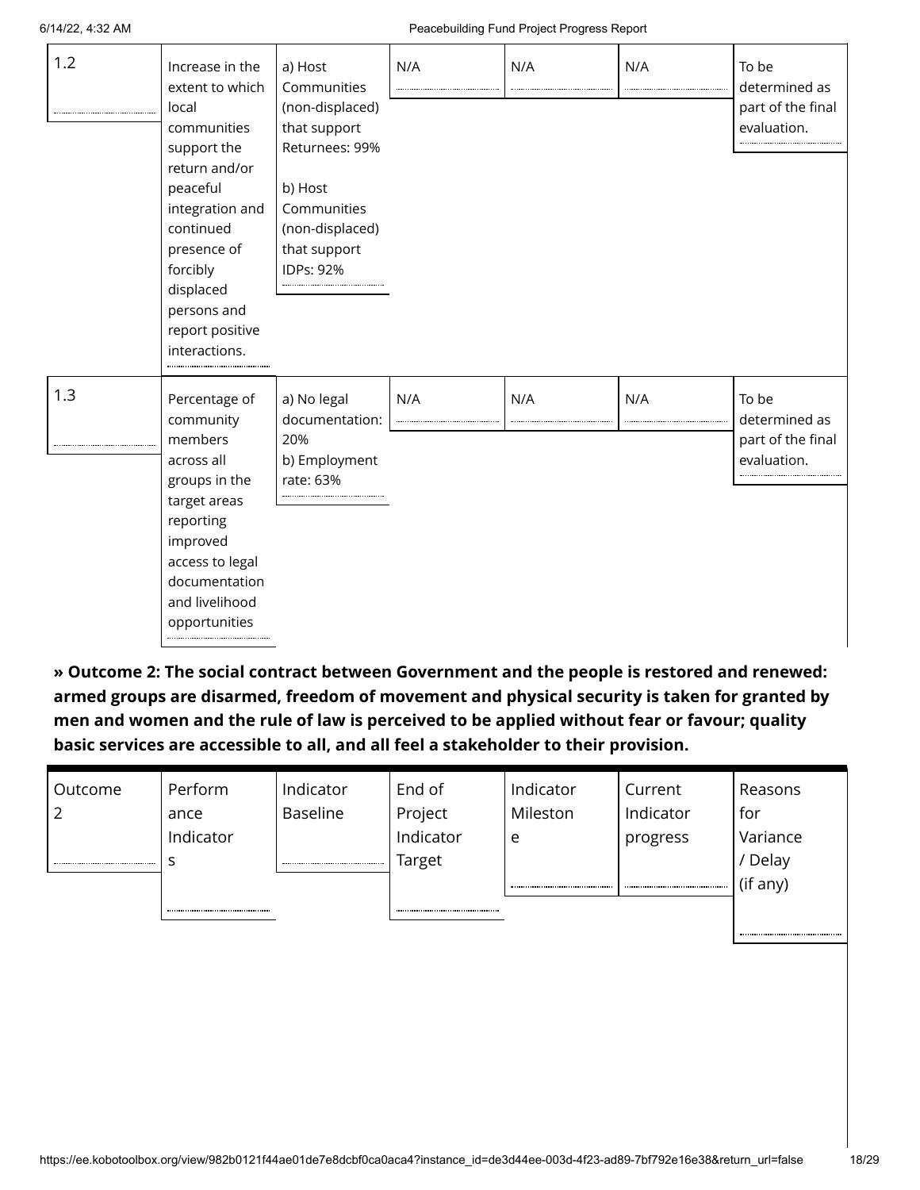| | | | | | | |
|---|---|---|---|---|---|---|
| 1.2 | Increase in the extent to which local communities support the return and/or peaceful integration and continued presence of forcibly displaced persons and report positive interactions. | a) Host Communities (non-displaced) that support Returnees: 99%<br><br>b) Host Communities (non-displaced) that support IDPs: 92% | N/A | N/A | N/A | To be determined as part of the final evaluation. |
| 1.3 | Percentage of community members across all groups in the target areas reporting improved access to legal documentation and livelihood opportunities | a) No legal documentation: 20%<br>b) Employment rate: 63% | N/A | N/A | N/A | To be determined as part of the final evaluation. |

**» Outcome 2: The social contract between Government and the people is restored and renewed: armed groups are disarmed, freedom of movement and physical security is taken for granted by men and women and the rule of law is perceived to be applied without fear or favour; quality basic services are accessible to all, and all feel a stakeholder to their provision.**

| Outcome 2 | Performance Indicators | Indicator Baseline | End of Project Indicator Target | Indicator Milestone | Current Indicator progress | Reasons for Variance / Delay (if any) |
|---|---|---|---|---|---|---|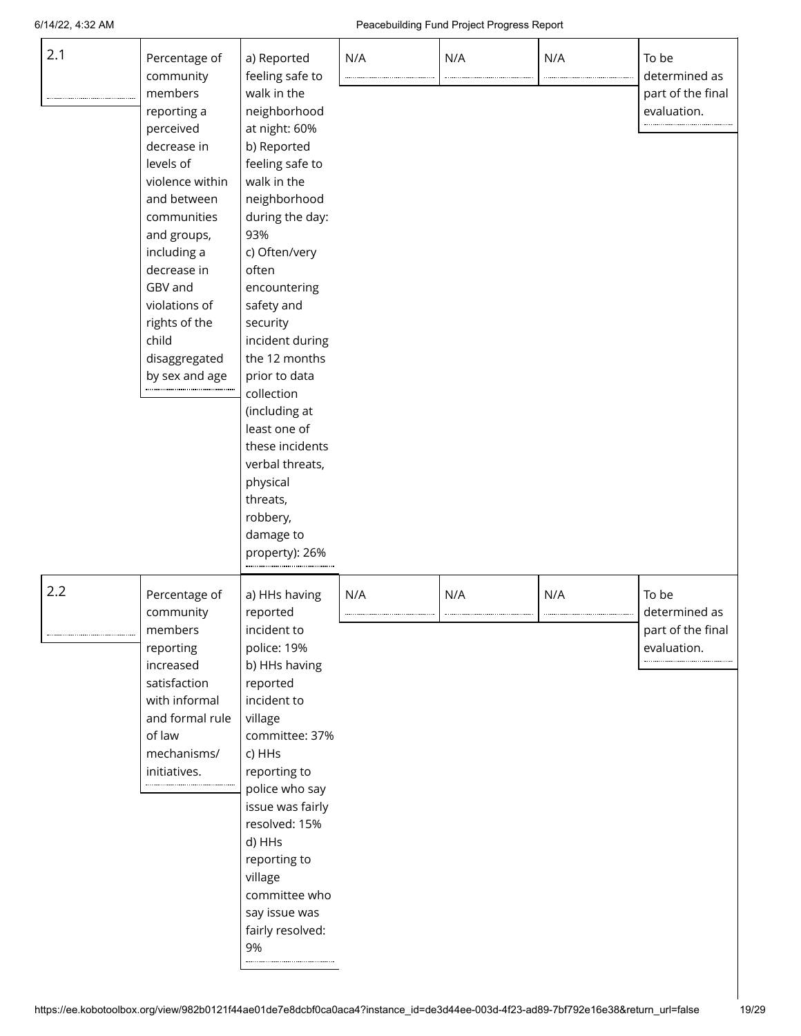| 2.1 | Percentage of community members reporting a perceived decrease in levels of violence within and between communities and groups, including a decrease in GBV and violations of rights of the child disaggregated by sex and age | a) Reported feeling safe to walk in the neighborhood at night: 60%<br>b) Reported feeling safe to walk in the neighborhood during the day: 93%<br>c) Often/very often encountering safety and security incident during the 12 months prior to data collection (including at least one of these incidents verbal threats, physical threats, robbery, damage to property): 26% | N/A | N/A | N/A | To be determined as part of the final evaluation. |
|---|---|---|---|---|---|---|
| 2.2 | Percentage of community members reporting increased satisfaction with informal and formal rule of law mechanisms/ initiatives. | a) HHs having reported incident to police: 19%<br>b) HHs having reported incident to village committee: 37%<br>c) HHs reporting to police who say issue was fairly resolved: 15%<br>d) HHs reporting to village committee who say issue was fairly resolved: 9% | N/A | N/A | N/A | To be determined as part of the final evaluation. |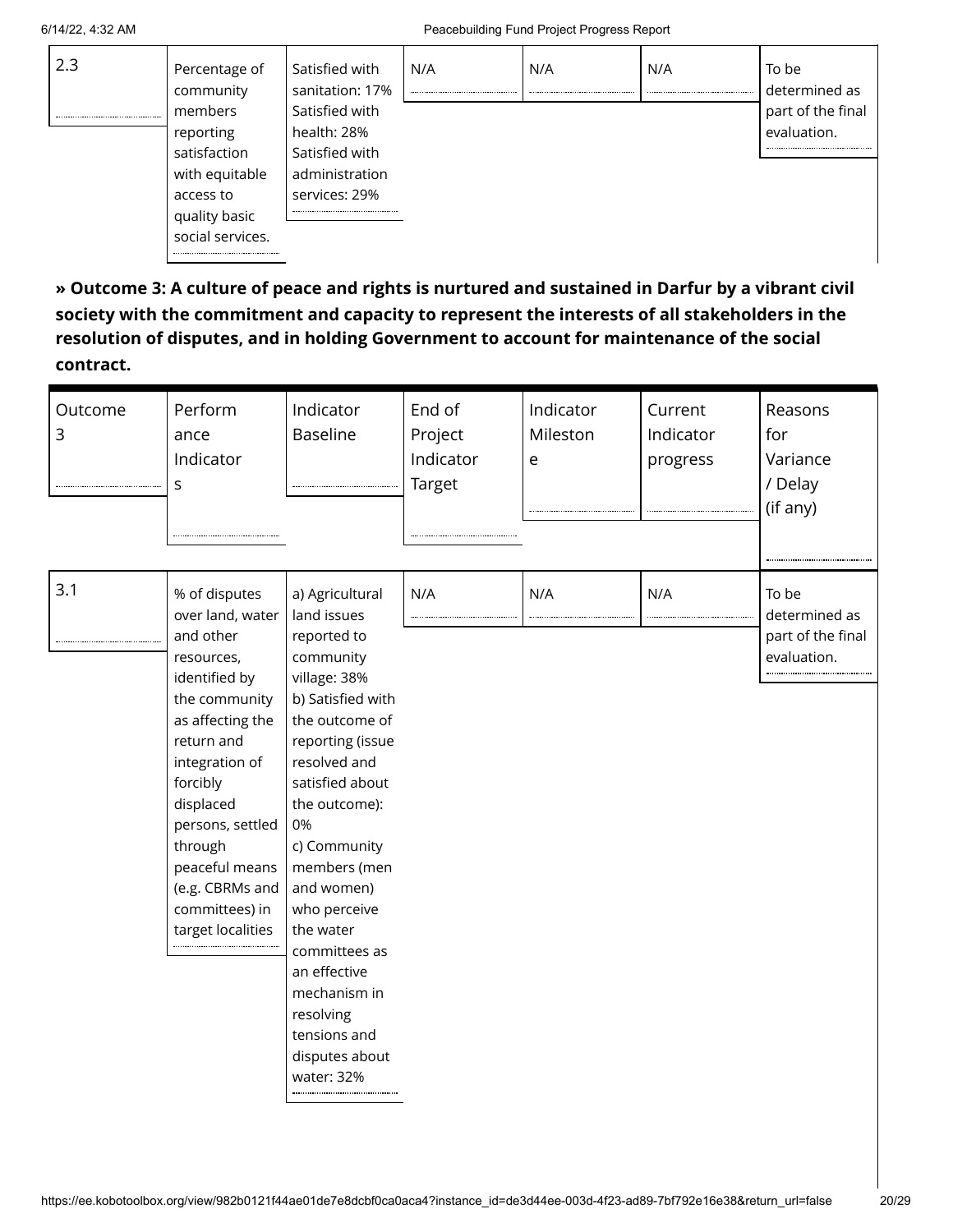| 2.3 | Percentage of community members reporting satisfaction with equitable access to quality basic social services. | Satisfied with sanitation: 17% Satisfied with health: 28% Satisfied with administration services: 29% | N/A | N/A | N/A | To be determined as part of the final evaluation. |
|---|---|---|---|---|---|---|

**» Outcome 3: A culture of peace and rights is nurtured and sustained in Darfur by a vibrant civil society with the commitment and capacity to represent the interests of all stakeholders in the resolution of disputes, and in holding Government to account for maintenance of the social contract.**

| Outcome 3 | Performance Indicators | Indicator Baseline | End of Project Indicator Target | Indicator Milestone | Current Indicator progress | Reasons for Variance / Delay (if any) |
|---|---|---|---|---|---|---|
| 3.1 | % of disputes over land, water and other resources, identified by the community as affecting the return and integration of forcibly displaced persons, settled through peaceful means (e.g. CBRMs and committees) in target localities | a) Agricultural land issues reported to community village: 38% b) Satisfied with the outcome of reporting (issue resolved and satisfied about the outcome): 0% c) Community members (men and women) who perceive the water committees as an effective mechanism in resolving tensions and disputes about water: 32% | N/A | N/A | N/A | To be determined as part of the final evaluation. |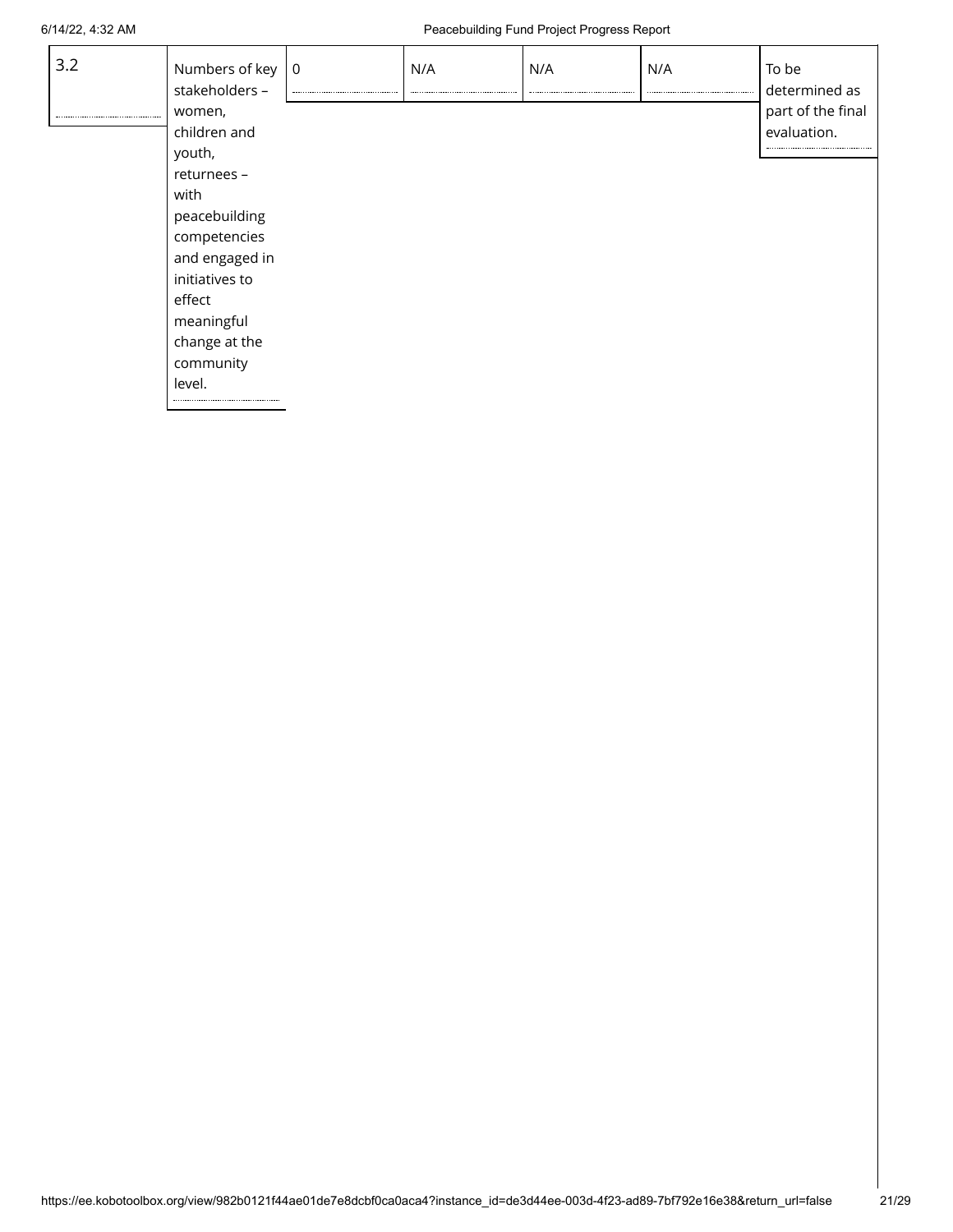| 3.2 | Numbers of key stakeholders – women, children and youth, returnees – with peacebuilding competencies and engaged in initiatives to effect meaningful change at the community level. | 0 | N/A | N/A | N/A | To be determined as part of the final evaluation. |
|---|---|---|---|---|---|---|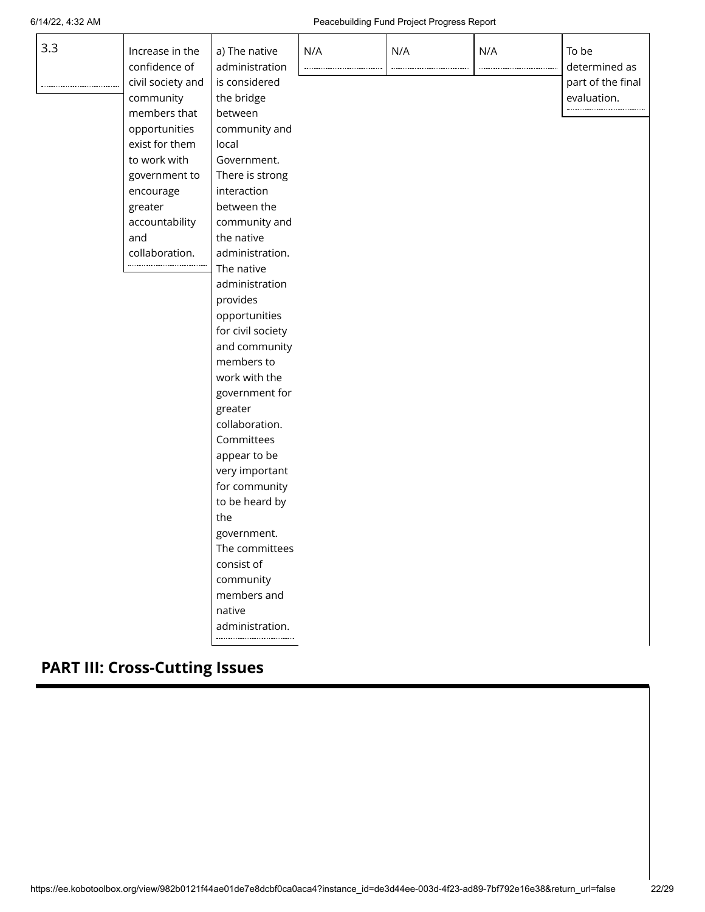| 3.3 | Increase in the confidence of civil society and community members that opportunities exist for them to work with government to encourage greater accountability and collaboration. | a) The native administration is considered the bridge between community and local Government. There is strong interaction between the community and the native administration. The native administration provides opportunities for civil society and community members to work with the government for greater collaboration. Committees appear to be very important for community to be heard by the government. The committees consist of community members and native administration. | N/A | N/A | N/A | To be determined as part of the final evaluation. |
|---|---|---|---|---|---|---|

## PART III: Cross-Cutting Issues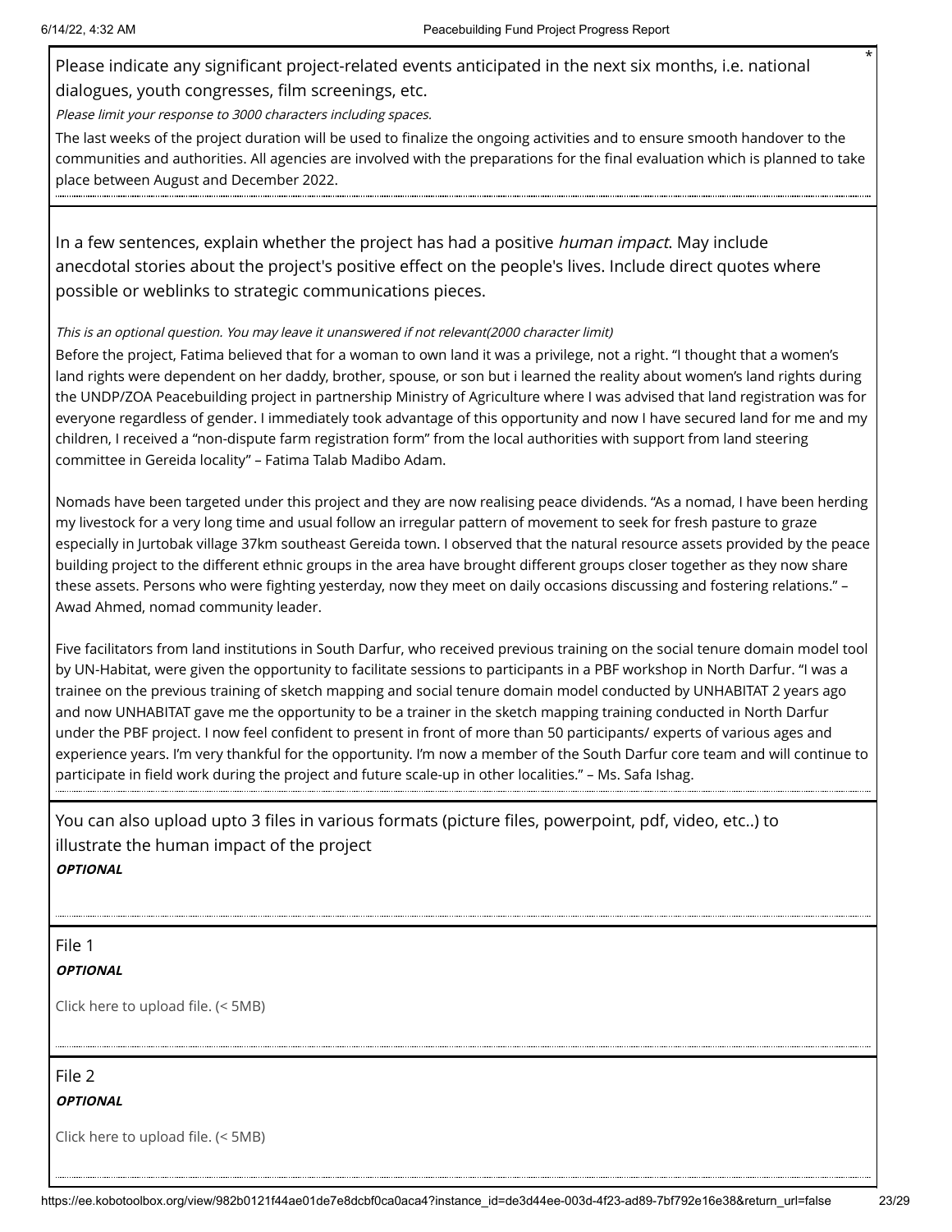Please indicate any significant project-related events anticipated in the next six months, i.e. national dialogues, youth congresses, film screenings, etc. *

*Please limit your response to 3000 characters including spaces.*

The last weeks of the project duration will be used to finalize the ongoing activities and to ensure smooth handover to the communities and authorities. All agencies are involved with the preparations for the final evaluation which is planned to take place between August and December 2022.

---

In a few sentences, explain whether the project has had a positive *human impact*. May include anecdotal stories about the project's positive effect on the people's lives. Include direct quotes where possible or weblinks to strategic communications pieces.

*This is an optional question. You may leave it unanswered if not relevant(2000 character limit)*

Before the project, Fatima believed that for a woman to own land it was a privilege, not a right. "I thought that a women's land rights were dependent on her daddy, brother, spouse, or son but i learned the reality about women's land rights during the UNDP/ZOA Peacebuilding project in partnership Ministry of Agriculture where I was advised that land registration was for everyone regardless of gender. I immediately took advantage of this opportunity and now I have secured land for me and my children, I received a "non-dispute farm registration form" from the local authorities with support from land steering committee in Gereida locality" – Fatima Talab Madibo Adam.

Nomads have been targeted under this project and they are now realising peace dividends. "As a nomad, I have been herding my livestock for a very long time and usual follow an irregular pattern of movement to seek for fresh pasture to graze especially in Jurtobak village 37km southeast Gereida town. I observed that the natural resource assets provided by the peace building project to the different ethnic groups in the area have brought different groups closer together as they now share these assets. Persons who were fighting yesterday, now they meet on daily occasions discussing and fostering relations." – Awad Ahmed, nomad community leader.

Five facilitators from land institutions in South Darfur, who received previous training on the social tenure domain model tool by UN-Habitat, were given the opportunity to facilitate sessions to participants in a PBF workshop in North Darfur. "I was a trainee on the previous training of sketch mapping and social tenure domain model conducted by UNHABITAT 2 years ago and now UNHABITAT gave me the opportunity to be a trainer in the sketch mapping training conducted in North Darfur under the PBF project. I now feel confident to present in front of more than 50 participants/ experts of various ages and experience years. I'm very thankful for the opportunity. I'm now a member of the South Darfur core team and will continue to participate in field work during the project and future scale-up in other localities." – Ms. Safa Ishag.

---

You can also upload upto 3 files in various formats (picture files, powerpoint, pdf, video, etc..) to illustrate the human impact of the project

***OPTIONAL***

---

File 1

***OPTIONAL***

Click here to upload file. (< 5MB)

---

File 2

***OPTIONAL***

Click here to upload file. (< 5MB)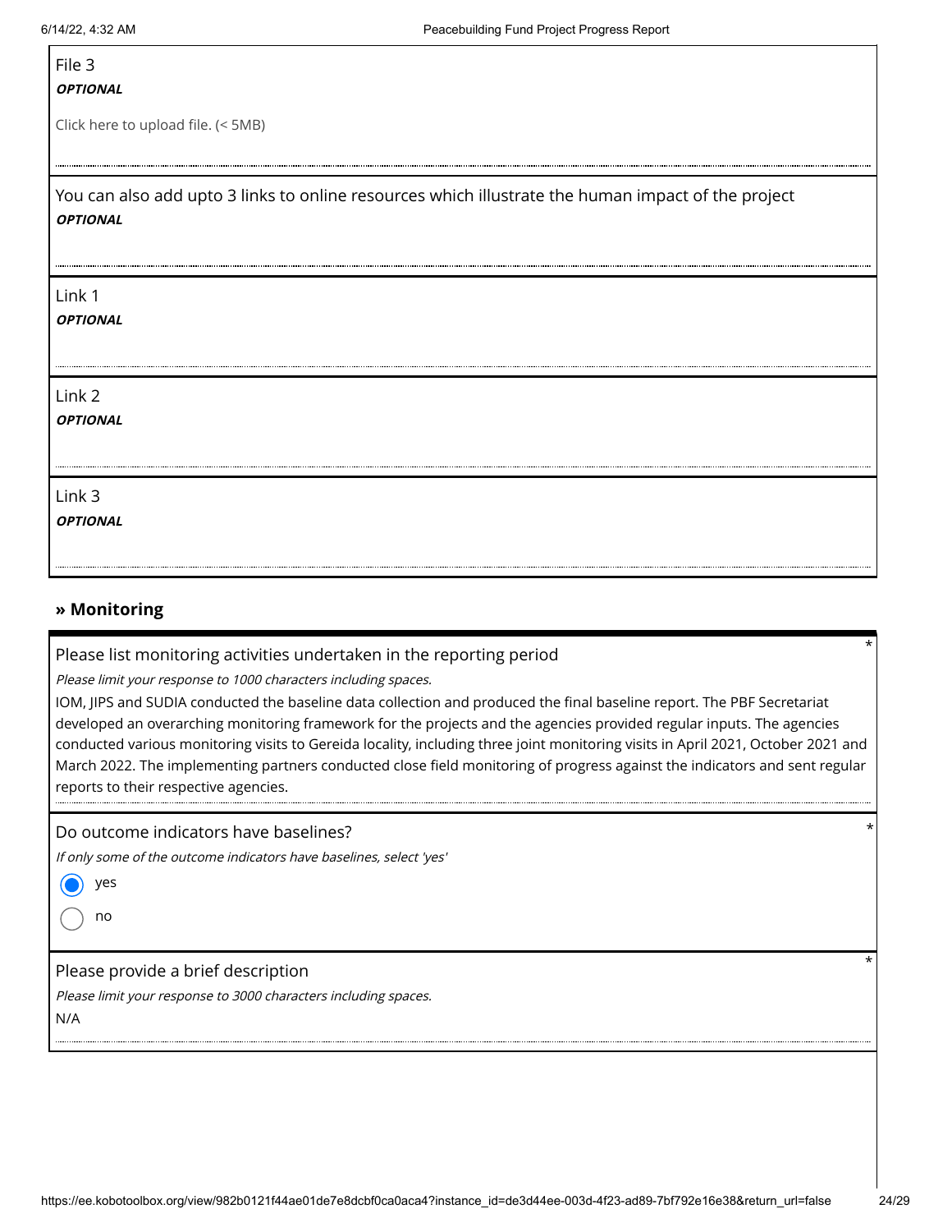File 3

***OPTIONAL***

Click here to upload file. (< 5MB)

You can also add upto 3 links to online resources which illustrate the human impact of the project

***OPTIONAL***

Link 1

***OPTIONAL***

Link 2

***OPTIONAL***

Link 3

***OPTIONAL***

## » Monitoring

Please list monitoring activities undertaken in the reporting period *

*Please limit your response to 1000 characters including spaces.*

IOM, JIPS and SUDIA conducted the baseline data collection and produced the final baseline report. The PBF Secretariat developed an overarching monitoring framework for the projects and the agencies provided regular inputs. The agencies conducted various monitoring visits to Gereida locality, including three joint monitoring visits in April 2021, October 2021 and March 2022. The implementing partners conducted close field monitoring of progress against the indicators and sent regular reports to their respective agencies.

Do outcome indicators have baselines? *

*If only some of the outcome indicators have baselines, select 'yes'*

- (●) yes
- ( ) no

Please provide a brief description *

*Please limit your response to 3000 characters including spaces.*

N/A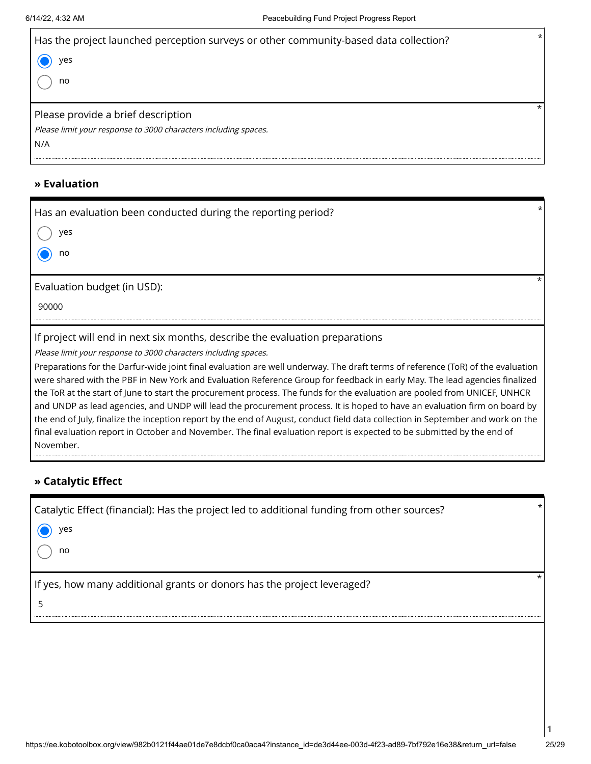Has the project launched perception surveys or other community-based data collection? *

- (●) yes
- ( ) no

Please provide a brief description *

*Please limit your response to 3000 characters including spaces.*

N/A

## » Evaluation

Has an evaluation been conducted during the reporting period? *

- ( ) yes
- (●) no

Evaluation budget (in USD): *

90000

If project will end in next six months, describe the evaluation preparations

*Please limit your response to 3000 characters including spaces.*

Preparations for the Darfur-wide joint final evaluation are well underway. The draft terms of reference (ToR) of the evaluation were shared with the PBF in New York and Evaluation Reference Group for feedback in early May. The lead agencies finalized the ToR at the start of June to start the procurement process. The funds for the evaluation are pooled from UNICEF, UNHCR and UNDP as lead agencies, and UNDP will lead the procurement process. It is hoped to have an evaluation firm on board by the end of July, finalize the inception report by the end of August, conduct field data collection in September and work on the final evaluation report in October and November. The final evaluation report is expected to be submitted by the end of November.

## » Catalytic Effect

Catalytic Effect (financial): Has the project led to additional funding from other sources? *

- (●) yes
- ( ) no

If yes, how many additional grants or donors has the project leveraged? *

5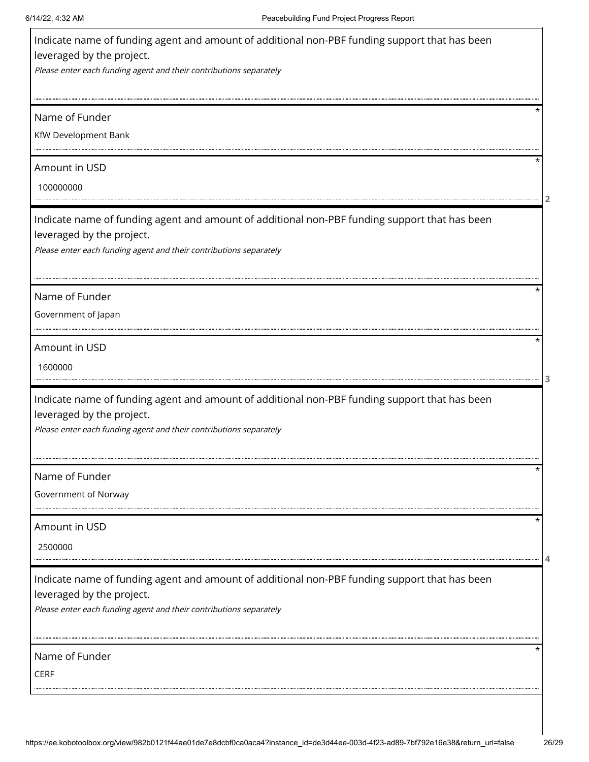Indicate name of funding agent and amount of additional non-PBF funding support that has been leveraged by the project.

*Please enter each funding agent and their contributions separately*

Name of Funder *

KfW Development Bank

Amount in USD *

100000000

2

Indicate name of funding agent and amount of additional non-PBF funding support that has been leveraged by the project.

*Please enter each funding agent and their contributions separately*

Name of Funder *

Government of Japan

Amount in USD *

1600000

3

Indicate name of funding agent and amount of additional non-PBF funding support that has been leveraged by the project.

*Please enter each funding agent and their contributions separately*

Name of Funder *

Government of Norway

Amount in USD *

2500000

4

Indicate name of funding agent and amount of additional non-PBF funding support that has been leveraged by the project.

*Please enter each funding agent and their contributions separately*

Name of Funder *

CERF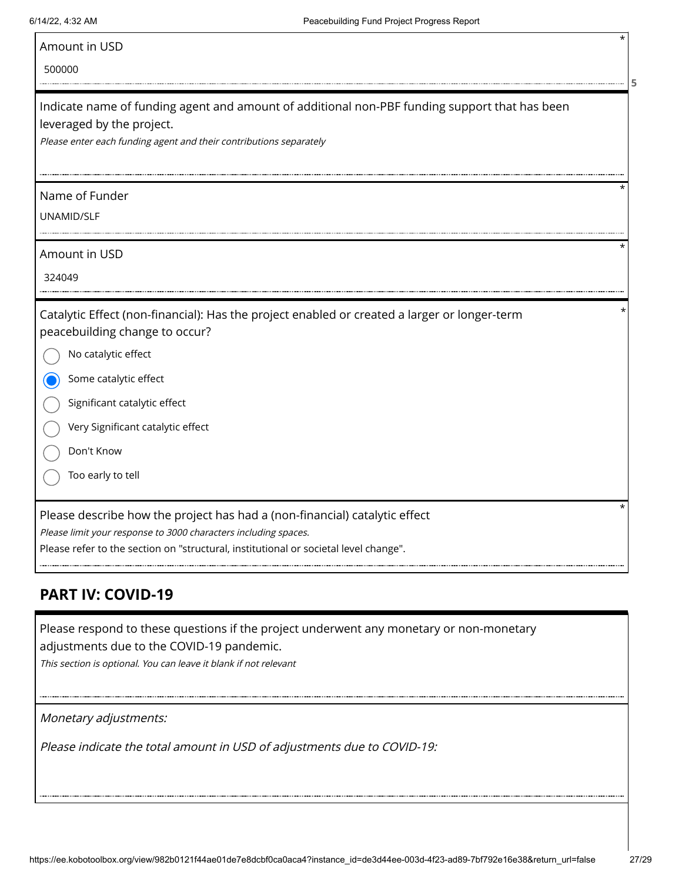Amount in USD *

500000

Indicate name of funding agent and amount of additional non-PBF funding support that has been leveraged by the project.

*Please enter each funding agent and their contributions separately*

Name of Funder *

UNAMID/SLF

Amount in USD *

324049

Catalytic Effect (non-financial): Has the project enabled or created a larger or longer-term peacebuilding change to occur? *

- ○ No catalytic effect
- ◉ Some catalytic effect
- ○ Significant catalytic effect
- ○ Very Significant catalytic effect
- ○ Don't Know
- ○ Too early to tell

Please describe how the project has had a (non-financial) catalytic effect *

*Please limit your response to 3000 characters including spaces.*

Please refer to the section on "structural, institutional or societal level change".

## PART IV: COVID-19

Please respond to these questions if the project underwent any monetary or non-monetary adjustments due to the COVID-19 pandemic.

*This section is optional. You can leave it blank if not relevant*

*Monetary adjustments:*

*Please indicate the total amount in USD of adjustments due to COVID-19:*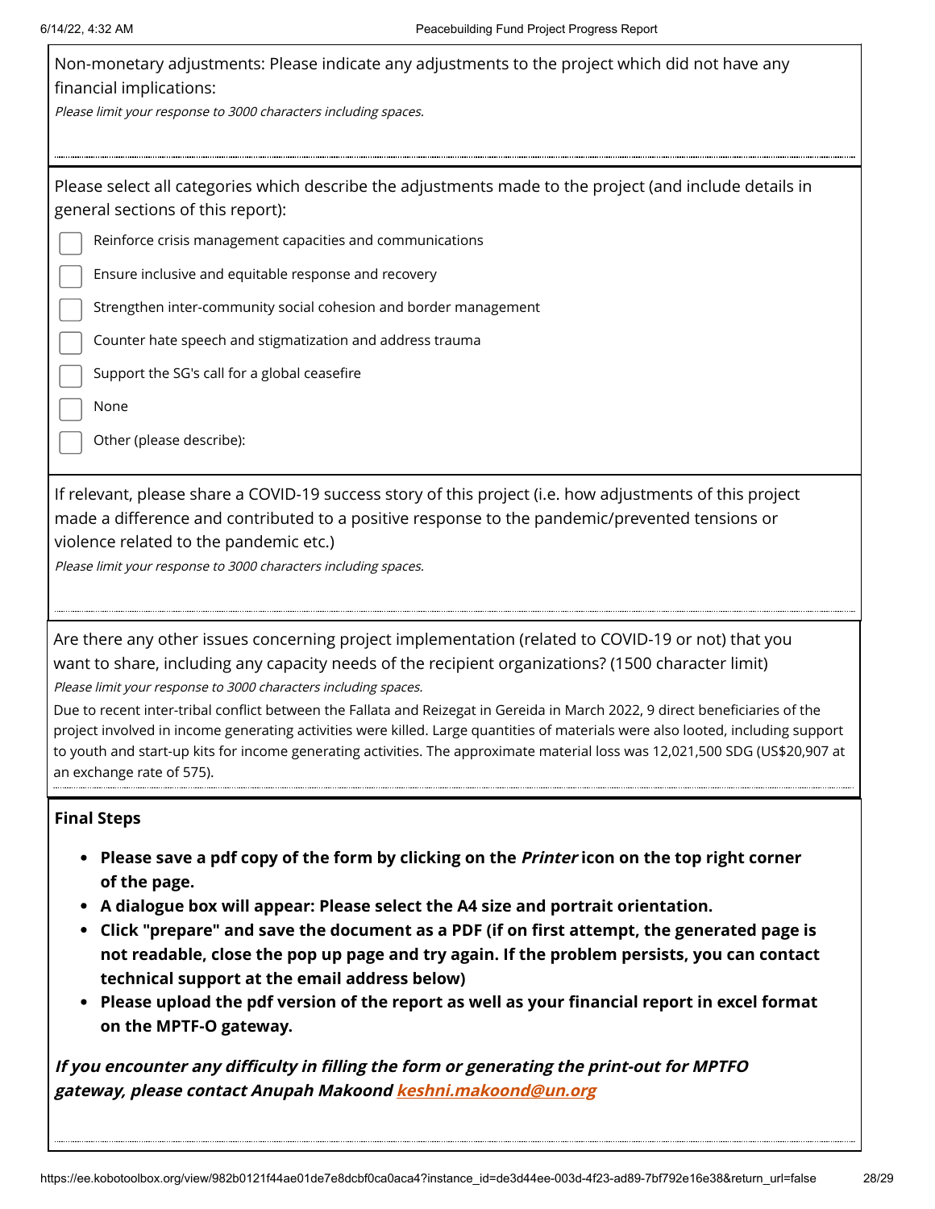Non-monetary adjustments: Please indicate any adjustments to the project which did not have any financial implications:

*Please limit your response to 3000 characters including spaces.*

Please select all categories which describe the adjustments made to the project (and include details in general sections of this report):

- [ ] Reinforce crisis management capacities and communications
- [ ] Ensure inclusive and equitable response and recovery
- [ ] Strengthen inter-community social cohesion and border management
- [ ] Counter hate speech and stigmatization and address trauma
- [ ] Support the SG's call for a global ceasefire
- [ ] None
- [ ] Other (please describe):

If relevant, please share a COVID-19 success story of this project (i.e. how adjustments of this project made a difference and contributed to a positive response to the pandemic/prevented tensions or violence related to the pandemic etc.)

*Please limit your response to 3000 characters including spaces.*

Are there any other issues concerning project implementation (related to COVID-19 or not) that you want to share, including any capacity needs of the recipient organizations? (1500 character limit)

*Please limit your response to 3000 characters including spaces.*

Due to recent inter-tribal conflict between the Fallata and Reizegat in Gereida in March 2022, 9 direct beneficiaries of the project involved in income generating activities were killed. Large quantities of materials were also looted, including support to youth and start-up kits for income generating activities. The approximate material loss was 12,021,500 SDG (US$20,907 at an exchange rate of 575).

**Final Steps**

- **Please save a pdf copy of the form by clicking on the *Printer* icon on the top right corner of the page.**
- **A dialogue box will appear: Please select the A4 size and portrait orientation.**
- **Click "prepare" and save the document as a PDF (if on first attempt, the generated page is not readable, close the pop up page and try again. If the problem persists, you can contact technical support at the email address below)**
- **Please upload the pdf version of the report as well as your financial report in excel format on the MPTF-O gateway.**

***If you encounter any difficulty in filling the form or generating the print-out for MPTFO gateway, please contact Anupah Makoond [keshni.makoond@un.org](mailto:keshni.makoond@un.org)***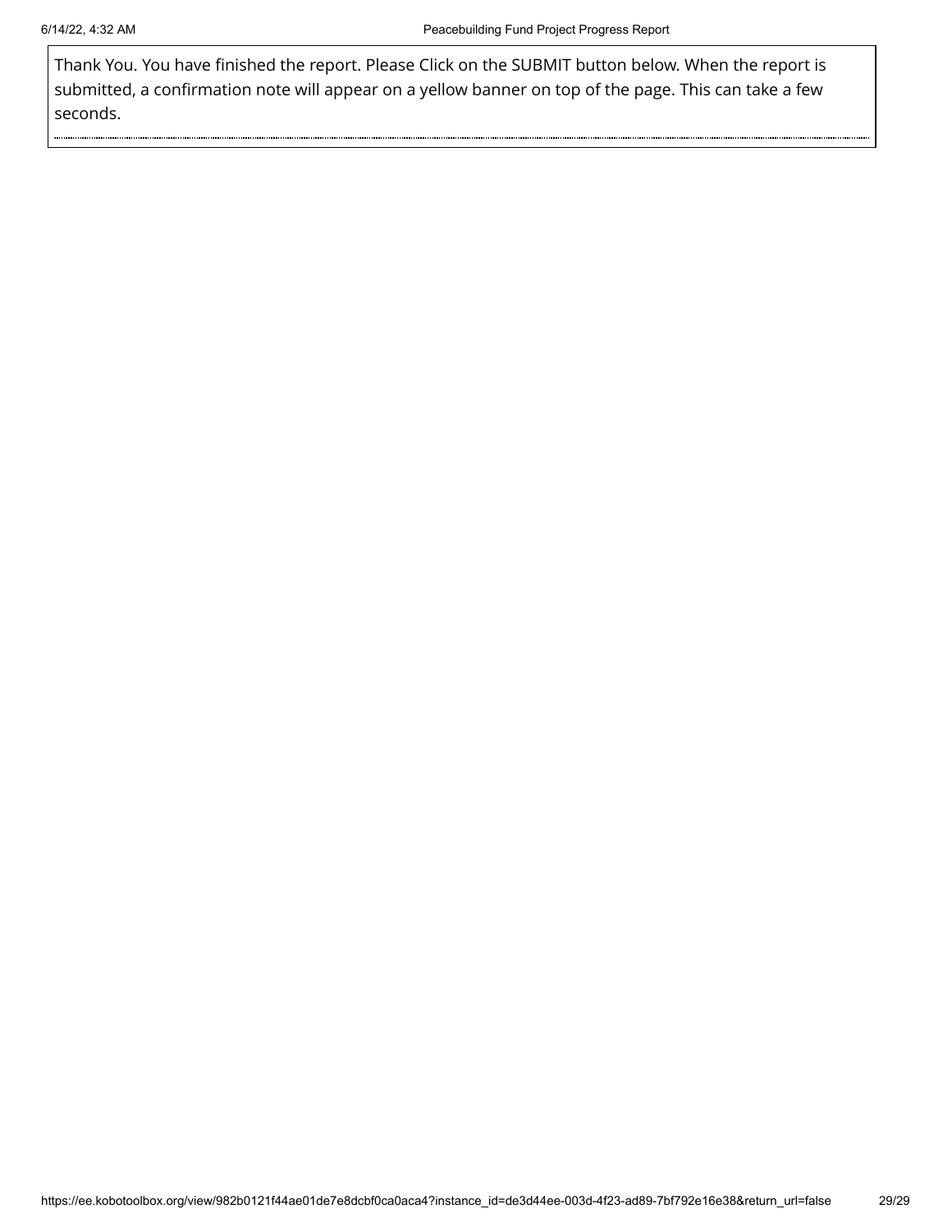Thank You. You have finished the report. Please Click on the SUBMIT button below. When the report is submitted, a confirmation note will appear on a yellow banner on top of the page. This can take a few seconds.